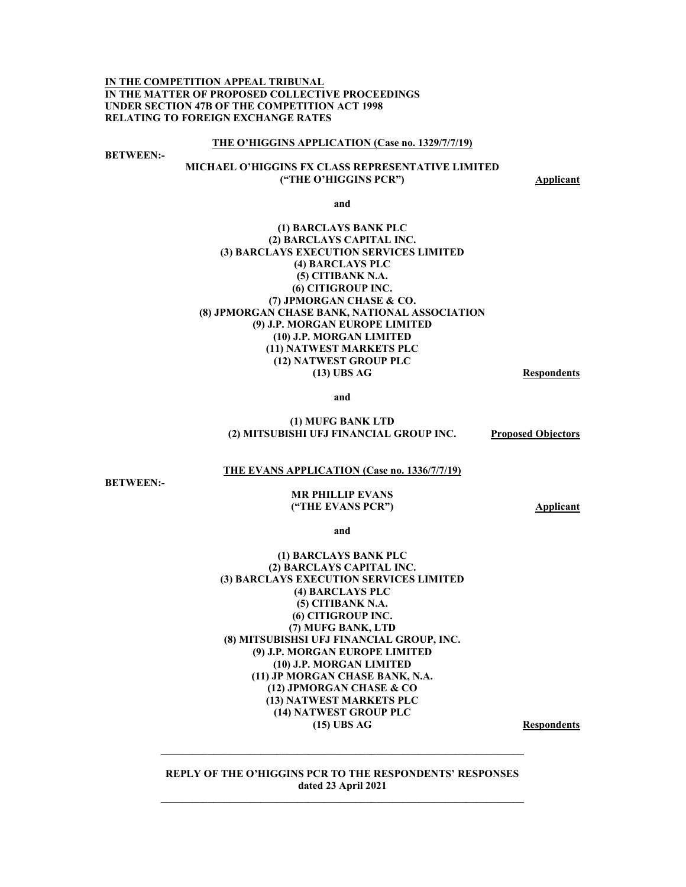**IN THE COMPETITION APPEAL TRIBUNAL**
**IN THE MATTER OF PROPOSED COLLECTIVE PROCEEDINGS UNDER SECTION 47B OF THE COMPETITION ACT 1998 RELATING TO FOREIGN EXCHANGE RATES**

**THE O'HIGGINS APPLICATION (Case no. 1329/7/7/19)**

**BETWEEN:-**

**MICHAEL O'HIGGINS FX CLASS REPRESENTATIVE LIMITED ("THE O'HIGGINS PCR")** — **Applicant**

**and**

**(1) BARCLAYS BANK PLC**
**(2) BARCLAYS CAPITAL INC.**
**(3) BARCLAYS EXECUTION SERVICES LIMITED**
**(4) BARCLAYS PLC**
**(5) CITIBANK N.A.**
**(6) CITIGROUP INC.**
**(7) JPMORGAN CHASE & CO.**
**(8) JPMORGAN CHASE BANK, NATIONAL ASSOCIATION**
**(9) J.P. MORGAN EUROPE LIMITED**
**(10) J.P. MORGAN LIMITED**
**(11) NATWEST MARKETS PLC**
**(12) NATWEST GROUP PLC**
**(13) UBS AG** — **Respondents**

**and**

**(1) MUFG BANK LTD**
**(2) MITSUBISHI UFJ FINANCIAL GROUP INC.** — **Proposed Objectors**

**THE EVANS APPLICATION (Case no. 1336/7/7/19)**

**BETWEEN:-**

**MR PHILLIP EVANS ("THE EVANS PCR")** — **Applicant**

**and**

**(1) BARCLAYS BANK PLC**
**(2) BARCLAYS CAPITAL INC.**
**(3) BARCLAYS EXECUTION SERVICES LIMITED**
**(4) BARCLAYS PLC**
**(5) CITIBANK N.A.**
**(6) CITIGROUP INC.**
**(7) MUFG BANK, LTD**
**(8) MITSUBISHSI UFJ FINANCIAL GROUP, INC.**
**(9) J.P. MORGAN EUROPE LIMITED**
**(10) J.P. MORGAN LIMITED**
**(11) JP MORGAN CHASE BANK, N.A.**
**(12) JPMORGAN CHASE & CO**
**(13) NATWEST MARKETS PLC**
**(14) NATWEST GROUP PLC**
**(15) UBS AG** — **Respondents**

---

**REPLY OF THE O'HIGGINS PCR TO THE RESPONDENTS' RESPONSES dated 23 April 2021**

---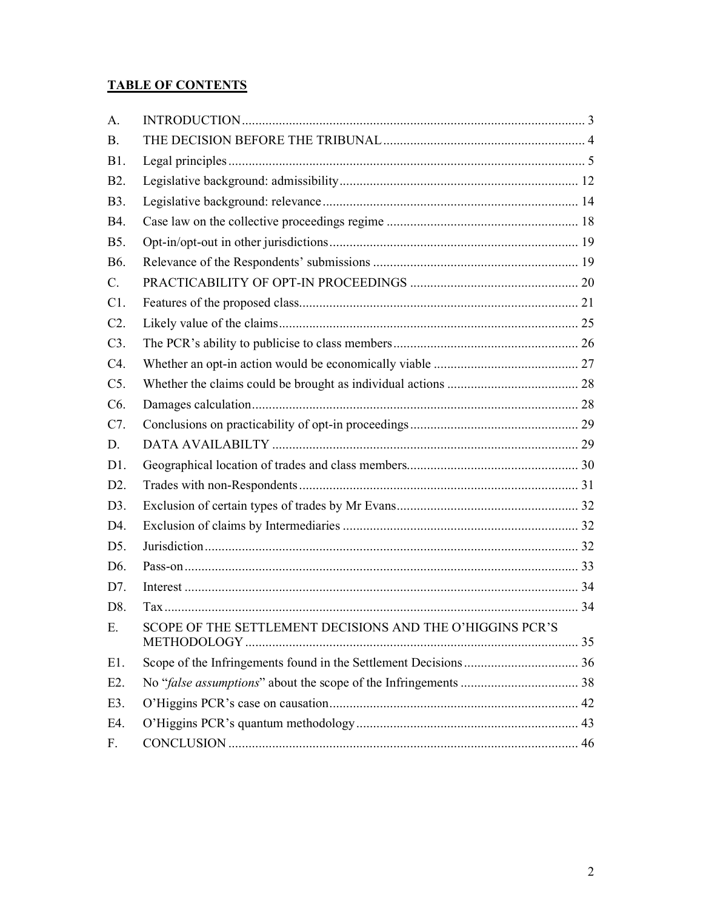## **TABLE OF CONTENTS**

| | | |
|---|---|---|
| A. | INTRODUCTION | 3 |
| B. | THE DECISION BEFORE THE TRIBUNAL | 4 |
| B1. | Legal principles | 5 |
| B2. | Legislative background: admissibility | 12 |
| B3. | Legislative background: relevance | 14 |
| B4. | Case law on the collective proceedings regime | 18 |
| B5. | Opt-in/opt-out in other jurisdictions | 19 |
| B6. | Relevance of the Respondents' submissions | 19 |
| C. | PRACTICABILITY OF OPT-IN PROCEEDINGS | 20 |
| C1. | Features of the proposed class | 21 |
| C2. | Likely value of the claims | 25 |
| C3. | The PCR's ability to publicise to class members | 26 |
| C4. | Whether an opt-in action would be economically viable | 27 |
| C5. | Whether the claims could be brought as individual actions | 28 |
| C6. | Damages calculation | 28 |
| C7. | Conclusions on practicability of opt-in proceedings | 29 |
| D. | DATA AVAILABILTY | 29 |
| D1. | Geographical location of trades and class members | 30 |
| D2. | Trades with non-Respondents | 31 |
| D3. | Exclusion of certain types of trades by Mr Evans | 32 |
| D4. | Exclusion of claims by Intermediaries | 32 |
| D5. | Jurisdiction | 32 |
| D6. | Pass-on | 33 |
| D7. | Interest | 34 |
| D8. | Tax | 34 |
| E. | SCOPE OF THE SETTLEMENT DECISIONS AND THE O'HIGGINS PCR'S METHODOLOGY | 35 |
| E1. | Scope of the Infringements found in the Settlement Decisions | 36 |
| E2. | No "*false assumptions*" about the scope of the Infringements | 38 |
| E3. | O'Higgins PCR's case on causation | 42 |
| E4. | O'Higgins PCR's quantum methodology | 43 |
| F. | CONCLUSION | 46 |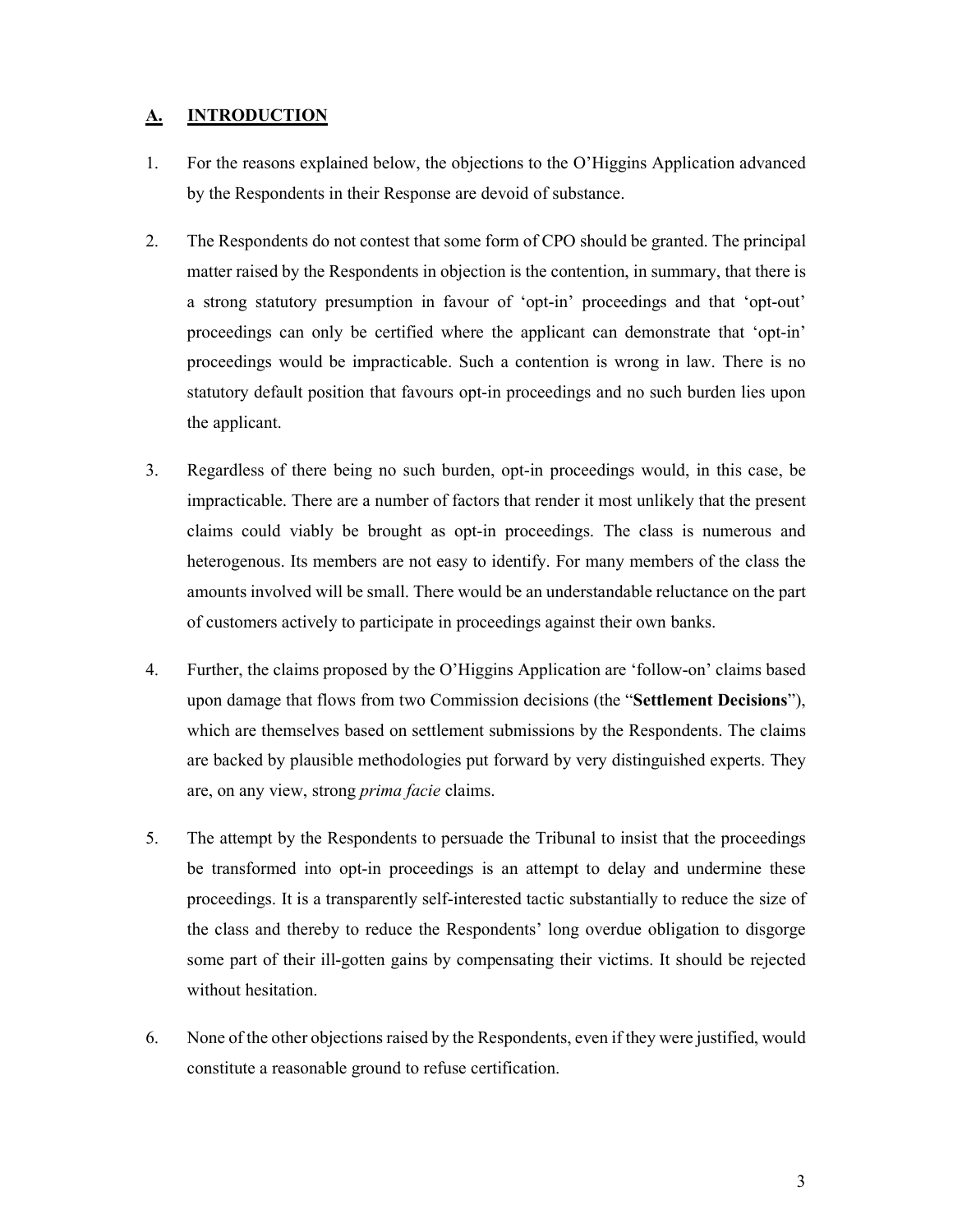## A. INTRODUCTION

1. For the reasons explained below, the objections to the O'Higgins Application advanced by the Respondents in their Response are devoid of substance.

2. The Respondents do not contest that some form of CPO should be granted. The principal matter raised by the Respondents in objection is the contention, in summary, that there is a strong statutory presumption in favour of 'opt-in' proceedings and that 'opt-out' proceedings can only be certified where the applicant can demonstrate that 'opt-in' proceedings would be impracticable. Such a contention is wrong in law. There is no statutory default position that favours opt-in proceedings and no such burden lies upon the applicant.

3. Regardless of there being no such burden, opt-in proceedings would, in this case, be impracticable. There are a number of factors that render it most unlikely that the present claims could viably be brought as opt-in proceedings. The class is numerous and heterogenous. Its members are not easy to identify. For many members of the class the amounts involved will be small. There would be an understandable reluctance on the part of customers actively to participate in proceedings against their own banks.

4. Further, the claims proposed by the O'Higgins Application are 'follow-on' claims based upon damage that flows from two Commission decisions (the "**Settlement Decisions**"), which are themselves based on settlement submissions by the Respondents. The claims are backed by plausible methodologies put forward by very distinguished experts. They are, on any view, strong *prima facie* claims.

5. The attempt by the Respondents to persuade the Tribunal to insist that the proceedings be transformed into opt-in proceedings is an attempt to delay and undermine these proceedings. It is a transparently self-interested tactic substantially to reduce the size of the class and thereby to reduce the Respondents' long overdue obligation to disgorge some part of their ill-gotten gains by compensating their victims. It should be rejected without hesitation.

6. None of the other objections raised by the Respondents, even if they were justified, would constitute a reasonable ground to refuse certification.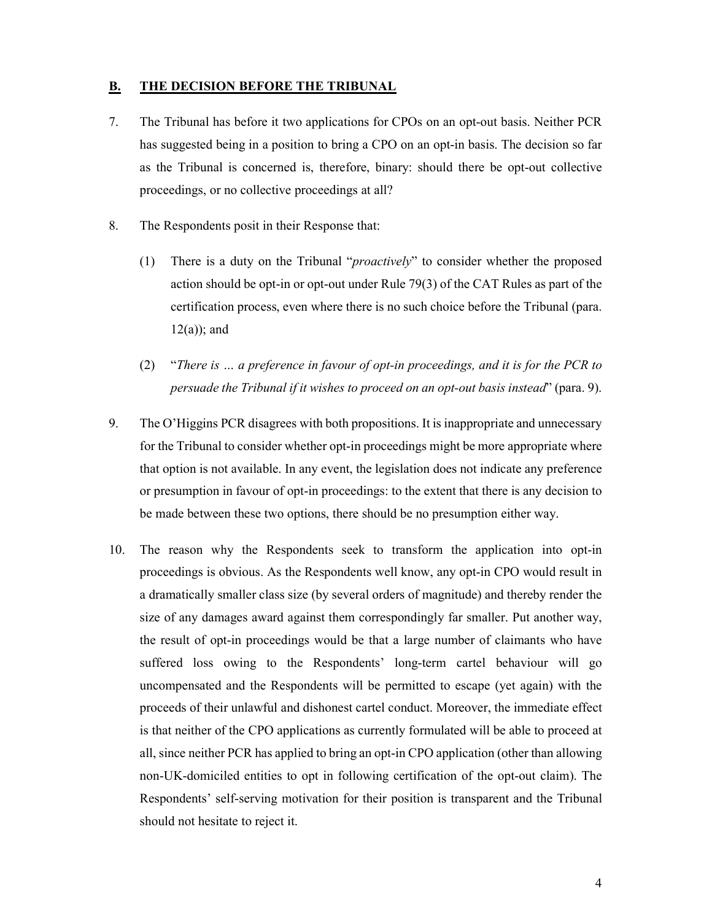## B. THE DECISION BEFORE THE TRIBUNAL

7. The Tribunal has before it two applications for CPOs on an opt-out basis. Neither PCR has suggested being in a position to bring a CPO on an opt-in basis. The decision so far as the Tribunal is concerned is, therefore, binary: should there be opt-out collective proceedings, or no collective proceedings at all?

8. The Respondents posit in their Response that:

   (1) There is a duty on the Tribunal "*proactively*" to consider whether the proposed action should be opt-in or opt-out under Rule 79(3) of the CAT Rules as part of the certification process, even where there is no such choice before the Tribunal (para. 12(a)); and

   (2) "*There is … a preference in favour of opt-in proceedings, and it is for the PCR to persuade the Tribunal if it wishes to proceed on an opt-out basis instead*" (para. 9).

9. The O'Higgins PCR disagrees with both propositions. It is inappropriate and unnecessary for the Tribunal to consider whether opt-in proceedings might be more appropriate where that option is not available. In any event, the legislation does not indicate any preference or presumption in favour of opt-in proceedings: to the extent that there is any decision to be made between these two options, there should be no presumption either way.

10. The reason why the Respondents seek to transform the application into opt-in proceedings is obvious. As the Respondents well know, any opt-in CPO would result in a dramatically smaller class size (by several orders of magnitude) and thereby render the size of any damages award against them correspondingly far smaller. Put another way, the result of opt-in proceedings would be that a large number of claimants who have suffered loss owing to the Respondents' long-term cartel behaviour will go uncompensated and the Respondents will be permitted to escape (yet again) with the proceeds of their unlawful and dishonest cartel conduct. Moreover, the immediate effect is that neither of the CPO applications as currently formulated will be able to proceed at all, since neither PCR has applied to bring an opt-in CPO application (other than allowing non-UK-domiciled entities to opt in following certification of the opt-out claim). The Respondents' self-serving motivation for their position is transparent and the Tribunal should not hesitate to reject it.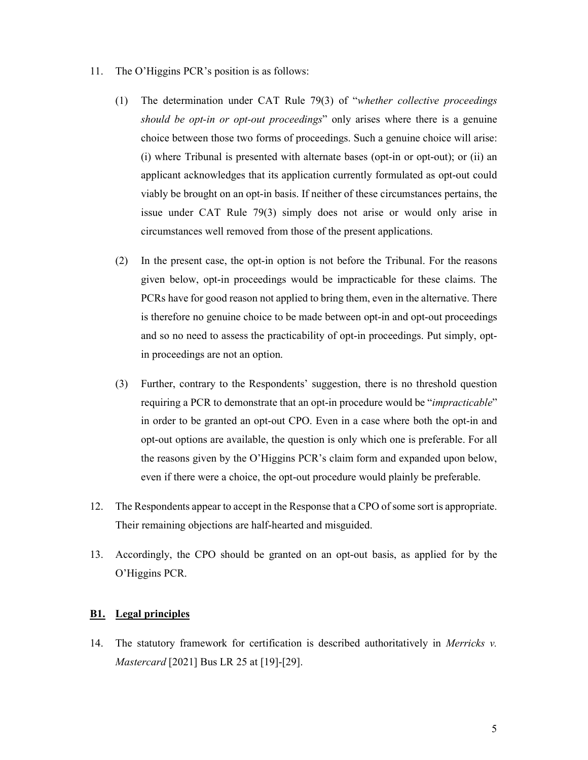11. The O'Higgins PCR's position is as follows:

    (1) The determination under CAT Rule 79(3) of "*whether collective proceedings should be opt-in or opt-out proceedings*" only arises where there is a genuine choice between those two forms of proceedings. Such a genuine choice will arise: (i) where Tribunal is presented with alternate bases (opt-in or opt-out); or (ii) an applicant acknowledges that its application currently formulated as opt-out could viably be brought on an opt-in basis. If neither of these circumstances pertains, the issue under CAT Rule 79(3) simply does not arise or would only arise in circumstances well removed from those of the present applications.

    (2) In the present case, the opt-in option is not before the Tribunal. For the reasons given below, opt-in proceedings would be impracticable for these claims. The PCRs have for good reason not applied to bring them, even in the alternative. There is therefore no genuine choice to be made between opt-in and opt-out proceedings and so no need to assess the practicability of opt-in proceedings. Put simply, opt-in proceedings are not an option.

    (3) Further, contrary to the Respondents' suggestion, there is no threshold question requiring a PCR to demonstrate that an opt-in procedure would be "*impracticable*" in order to be granted an opt-out CPO. Even in a case where both the opt-in and opt-out options are available, the question is only which one is preferable. For all the reasons given by the O'Higgins PCR's claim form and expanded upon below, even if there were a choice, the opt-out procedure would plainly be preferable.

12. The Respondents appear to accept in the Response that a CPO of some sort is appropriate. Their remaining objections are half-hearted and misguided.

13. Accordingly, the CPO should be granted on an opt-out basis, as applied for by the O'Higgins PCR.

## **B1. Legal principles**

14. The statutory framework for certification is described authoritatively in *Merricks v. Mastercard* [2021] Bus LR 25 at [19]-[29].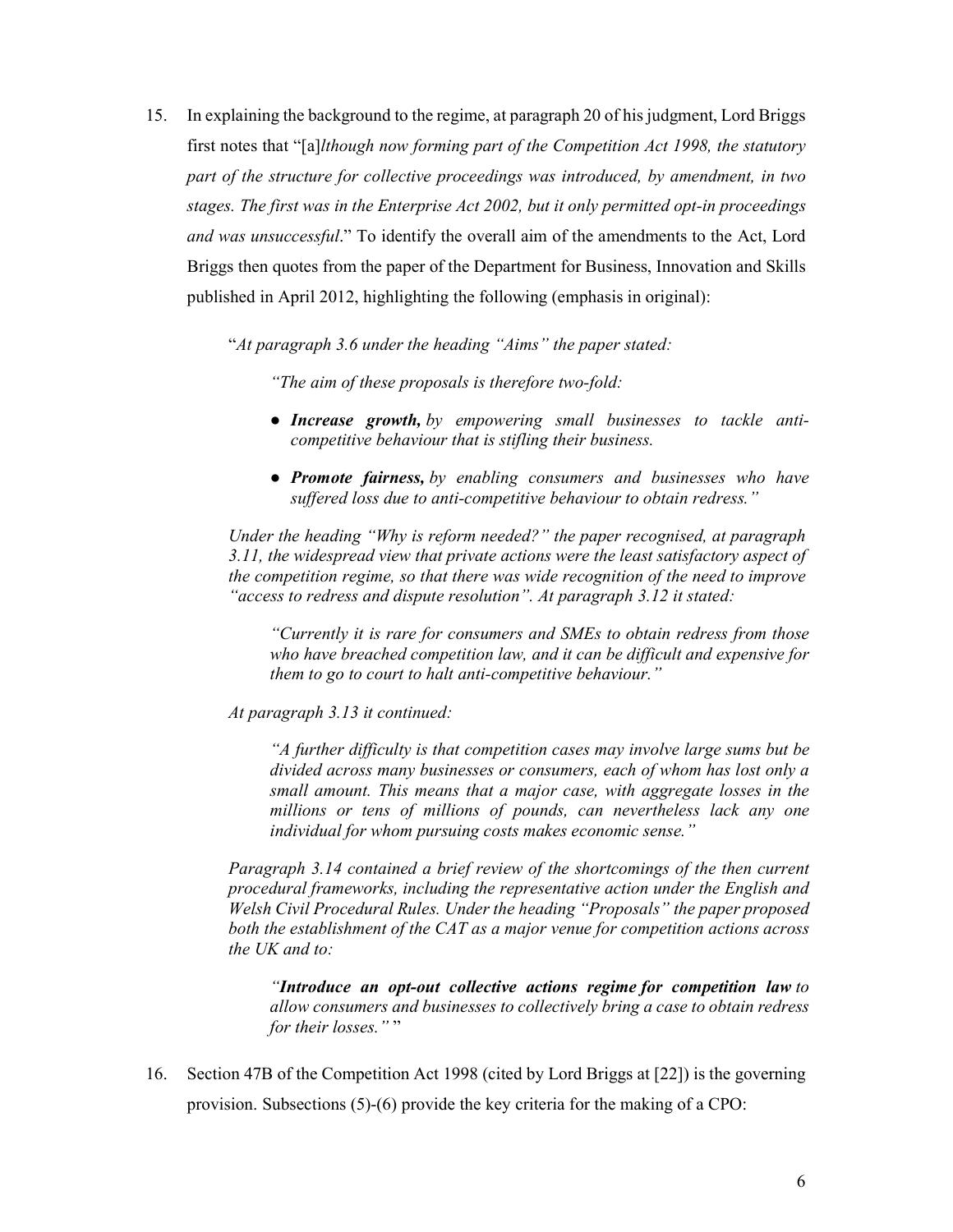15. In explaining the background to the regime, at paragraph 20 of his judgment, Lord Briggs first notes that "[a]*lthough now forming part of the Competition Act 1998, the statutory part of the structure for collective proceedings was introduced, by amendment, in two stages. The first was in the Enterprise Act 2002, but it only permitted opt-in proceedings and was unsuccessful*." To identify the overall aim of the amendments to the Act, Lord Briggs then quotes from the paper of the Department for Business, Innovation and Skills published in April 2012, highlighting the following (emphasis in original):

   "*At paragraph 3.6 under the heading "Aims" the paper stated:*

   > *"The aim of these proposals is therefore two-fold:*
   >
   > - ***Increase growth,** by empowering small businesses to tackle anti-competitive behaviour that is stifling their business.*
   > - ***Promote fairness,** by enabling consumers and businesses who have suffered loss due to anti-competitive behaviour to obtain redress."*

   *Under the heading "Why is reform needed?" the paper recognised, at paragraph 3.11, the widespread view that private actions were the least satisfactory aspect of the competition regime, so that there was wide recognition of the need to improve "access to redress and dispute resolution". At paragraph 3.12 it stated:*

   > *"Currently it is rare for consumers and SMEs to obtain redress from those who have breached competition law, and it can be difficult and expensive for them to go to court to halt anti-competitive behaviour."*

   *At paragraph 3.13 it continued:*

   > *"A further difficulty is that competition cases may involve large sums but be divided across many businesses or consumers, each of whom has lost only a small amount. This means that a major case, with aggregate losses in the millions or tens of millions of pounds, can nevertheless lack any one individual for whom pursuing costs makes economic sense."*

   *Paragraph 3.14 contained a brief review of the shortcomings of the then current procedural frameworks, including the representative action under the English and Welsh Civil Procedural Rules. Under the heading "Proposals" the paper proposed both the establishment of the CAT as a major venue for competition actions across the UK and to:*

   > *"**Introduce an opt-out collective actions regime for competition law** to allow consumers and businesses to collectively bring a case to obtain redress for their losses."* "

16. Section 47B of the Competition Act 1998 (cited by Lord Briggs at [22]) is the governing provision. Subsections (5)-(6) provide the key criteria for the making of a CPO: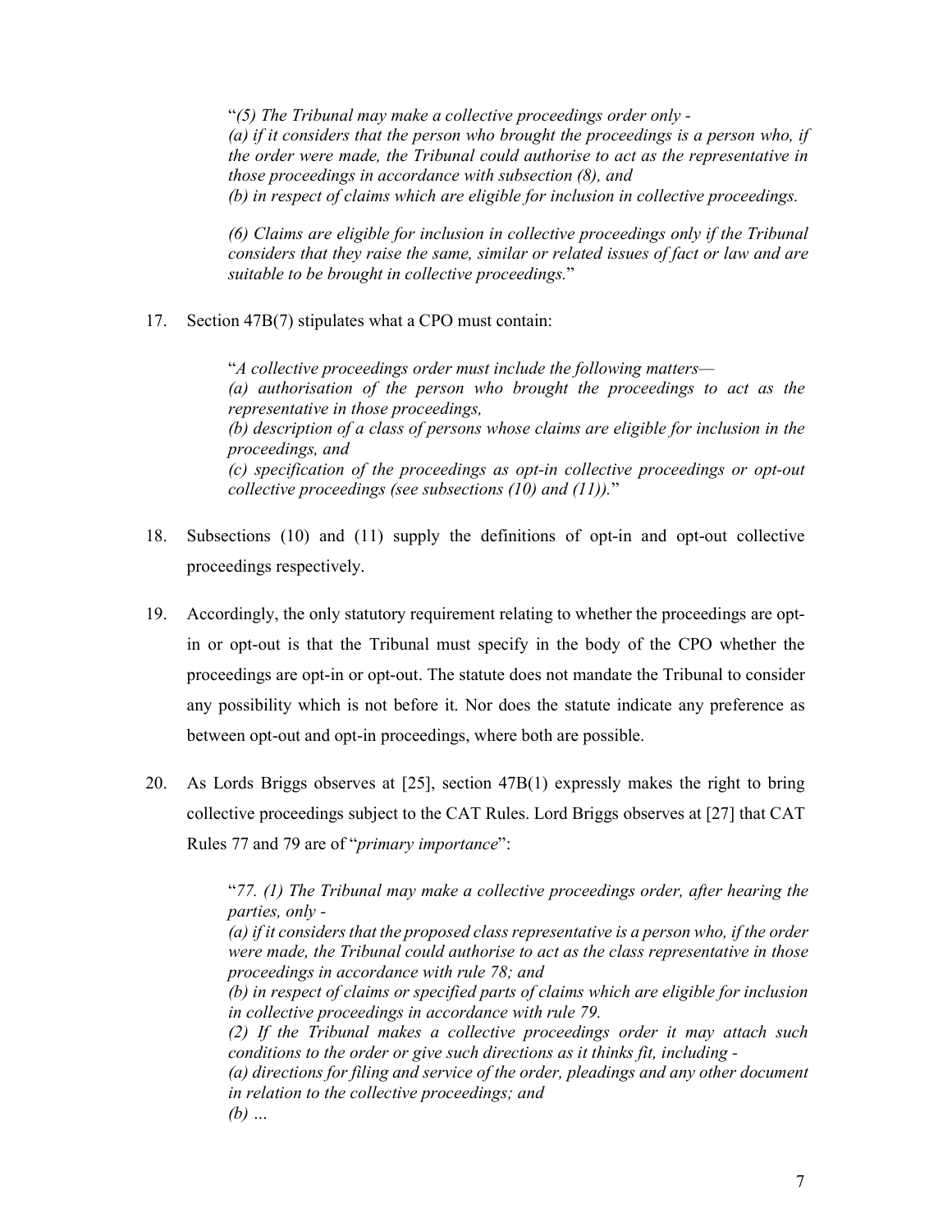> "*(5) The Tribunal may make a collective proceedings order only -*
> *(a) if it considers that the person who brought the proceedings is a person who, if the order were made, the Tribunal could authorise to act as the representative in those proceedings in accordance with subsection (8), and*
> *(b) in respect of claims which are eligible for inclusion in collective proceedings.*
>
> *(6) Claims are eligible for inclusion in collective proceedings only if the Tribunal considers that they raise the same, similar or related issues of fact or law and are suitable to be brought in collective proceedings.*"

17. Section 47B(7) stipulates what a CPO must contain:

> "*A collective proceedings order must include the following matters—*
> *(a) authorisation of the person who brought the proceedings to act as the representative in those proceedings,*
> *(b) description of a class of persons whose claims are eligible for inclusion in the proceedings, and*
> *(c) specification of the proceedings as opt-in collective proceedings or opt-out collective proceedings (see subsections (10) and (11)).*"

18. Subsections (10) and (11) supply the definitions of opt-in and opt-out collective proceedings respectively.

19. Accordingly, the only statutory requirement relating to whether the proceedings are opt-in or opt-out is that the Tribunal must specify in the body of the CPO whether the proceedings are opt-in or opt-out. The statute does not mandate the Tribunal to consider any possibility which is not before it. Nor does the statute indicate any preference as between opt-out and opt-in proceedings, where both are possible.

20. As Lords Briggs observes at [25], section 47B(1) expressly makes the right to bring collective proceedings subject to the CAT Rules. Lord Briggs observes at [27] that CAT Rules 77 and 79 are of "*primary importance*":

> "*77. (1) The Tribunal may make a collective proceedings order, after hearing the parties, only -*
> *(a) if it considers that the proposed class representative is a person who, if the order were made, the Tribunal could authorise to act as the class representative in those proceedings in accordance with rule 78; and*
> *(b) in respect of claims or specified parts of claims which are eligible for inclusion in collective proceedings in accordance with rule 79.*
> *(2) If the Tribunal makes a collective proceedings order it may attach such conditions to the order or give such directions as it thinks fit, including -*
> *(a) directions for filing and service of the order, pleadings and any other document in relation to the collective proceedings; and*
> *(b) …*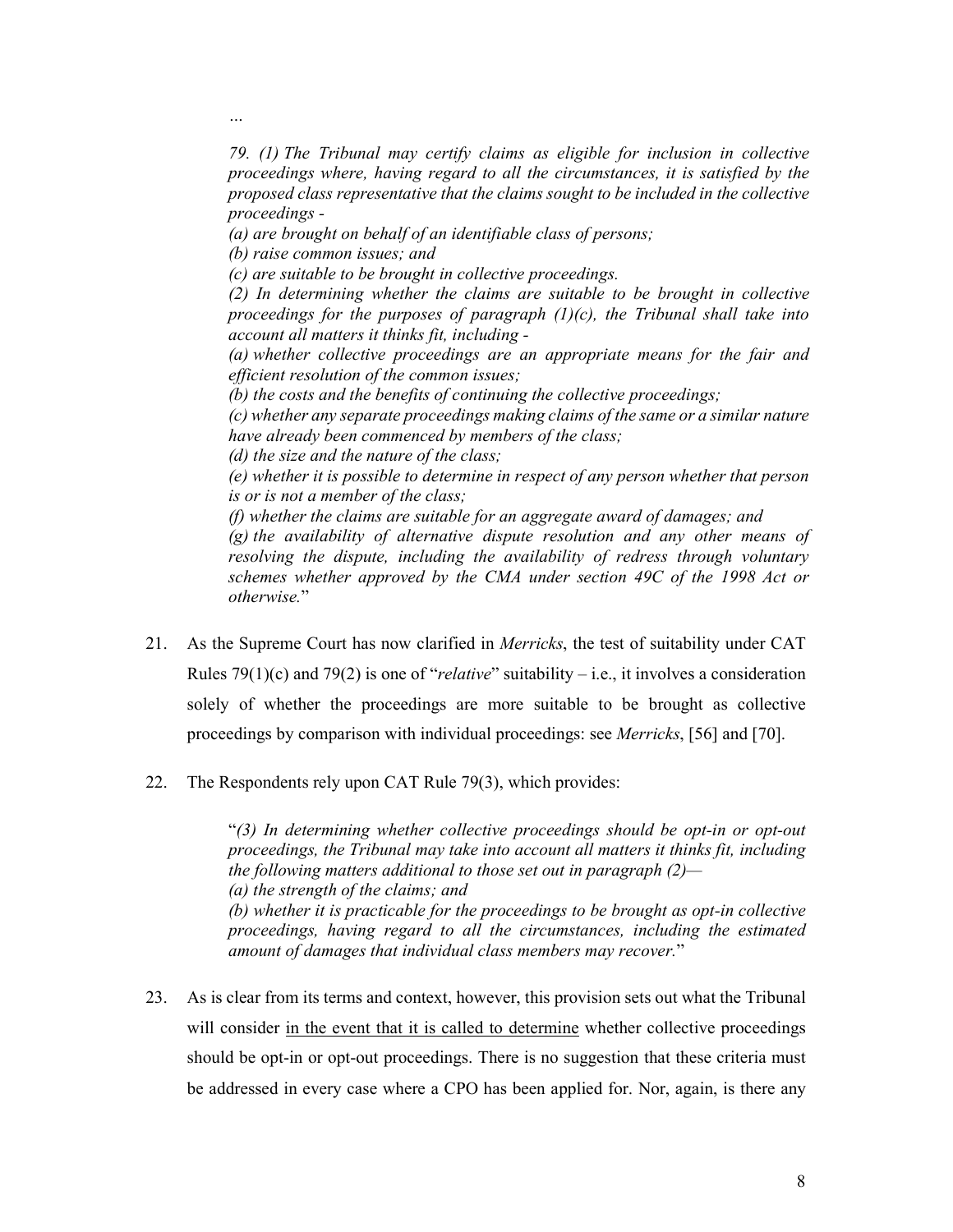…

> *79. (1) The Tribunal may certify claims as eligible for inclusion in collective proceedings where, having regard to all the circumstances, it is satisfied by the proposed class representative that the claims sought to be included in the collective proceedings -*
>
> *(a) are brought on behalf of an identifiable class of persons;*
>
> *(b) raise common issues; and*
>
> *(c) are suitable to be brought in collective proceedings.*
>
> *(2) In determining whether the claims are suitable to be brought in collective proceedings for the purposes of paragraph (1)(c), the Tribunal shall take into account all matters it thinks fit, including -*
>
> *(a) whether collective proceedings are an appropriate means for the fair and efficient resolution of the common issues;*
>
> *(b) the costs and the benefits of continuing the collective proceedings;*
>
> *(c) whether any separate proceedings making claims of the same or a similar nature have already been commenced by members of the class;*
>
> *(d) the size and the nature of the class;*
>
> *(e) whether it is possible to determine in respect of any person whether that person is or is not a member of the class;*
>
> *(f) whether the claims are suitable for an aggregate award of damages; and*
>
> *(g) the availability of alternative dispute resolution and any other means of resolving the dispute, including the availability of redress through voluntary schemes whether approved by the CMA under section 49C of the 1998 Act or otherwise.*"

21. As the Supreme Court has now clarified in *Merricks*, the test of suitability under CAT Rules 79(1)(c) and 79(2) is one of "*relative*" suitability – i.e., it involves a consideration solely of whether the proceedings are more suitable to be brought as collective proceedings by comparison with individual proceedings: see *Merricks*, [56] and [70].

22. The Respondents rely upon CAT Rule 79(3), which provides:

> "*(3) In determining whether collective proceedings should be opt-in or opt-out proceedings, the Tribunal may take into account all matters it thinks fit, including the following matters additional to those set out in paragraph (2)—*
>
> *(a) the strength of the claims; and*
>
> *(b) whether it is practicable for the proceedings to be brought as opt-in collective proceedings, having regard to all the circumstances, including the estimated amount of damages that individual class members may recover.*"

23. As is clear from its terms and context, however, this provision sets out what the Tribunal will consider <u>in the event that it is called to determine</u> whether collective proceedings should be opt-in or opt-out proceedings. There is no suggestion that these criteria must be addressed in every case where a CPO has been applied for. Nor, again, is there any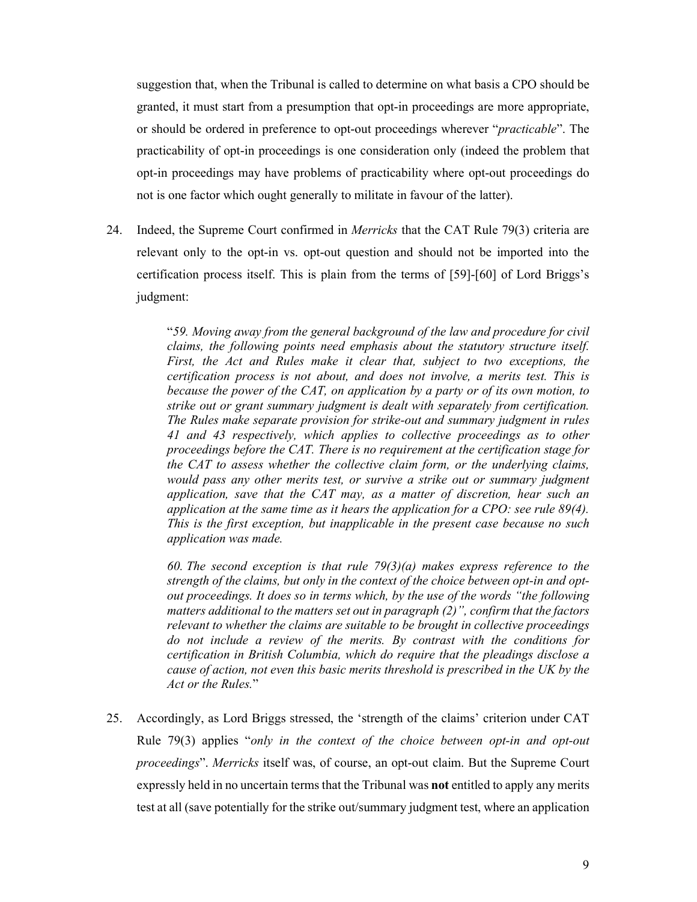suggestion that, when the Tribunal is called to determine on what basis a CPO should be granted, it must start from a presumption that opt-in proceedings are more appropriate, or should be ordered in preference to opt-out proceedings wherever "*practicable*". The practicability of opt-in proceedings is one consideration only (indeed the problem that opt-in proceedings may have problems of practicability where opt-out proceedings do not is one factor which ought generally to militate in favour of the latter).

24. Indeed, the Supreme Court confirmed in *Merricks* that the CAT Rule 79(3) criteria are relevant only to the opt-in vs. opt-out question and should not be imported into the certification process itself. This is plain from the terms of [59]-[60] of Lord Briggs's judgment:

> "*59. Moving away from the general background of the law and procedure for civil claims, the following points need emphasis about the statutory structure itself. First, the Act and Rules make it clear that, subject to two exceptions, the certification process is not about, and does not involve, a merits test. This is because the power of the CAT, on application by a party or of its own motion, to strike out or grant summary judgment is dealt with separately from certification. The Rules make separate provision for strike-out and summary judgment in rules 41 and 43 respectively, which applies to collective proceedings as to other proceedings before the CAT. There is no requirement at the certification stage for the CAT to assess whether the collective claim form, or the underlying claims, would pass any other merits test, or survive a strike out or summary judgment application, save that the CAT may, as a matter of discretion, hear such an application at the same time as it hears the application for a CPO: see rule 89(4). This is the first exception, but inapplicable in the present case because no such application was made.*
>
> *60. The second exception is that rule 79(3)(a) makes express reference to the strength of the claims, but only in the context of the choice between opt-in and opt-out proceedings. It does so in terms which, by the use of the words "the following matters additional to the matters set out in paragraph (2)", confirm that the factors relevant to whether the claims are suitable to be brought in collective proceedings do not include a review of the merits. By contrast with the conditions for certification in British Columbia, which do require that the pleadings disclose a cause of action, not even this basic merits threshold is prescribed in the UK by the Act or the Rules.*"

25. Accordingly, as Lord Briggs stressed, the 'strength of the claims' criterion under CAT Rule 79(3) applies "*only in the context of the choice between opt-in and opt-out proceedings*". *Merricks* itself was, of course, an opt-out claim. But the Supreme Court expressly held in no uncertain terms that the Tribunal was **not** entitled to apply any merits test at all (save potentially for the strike out/summary judgment test, where an application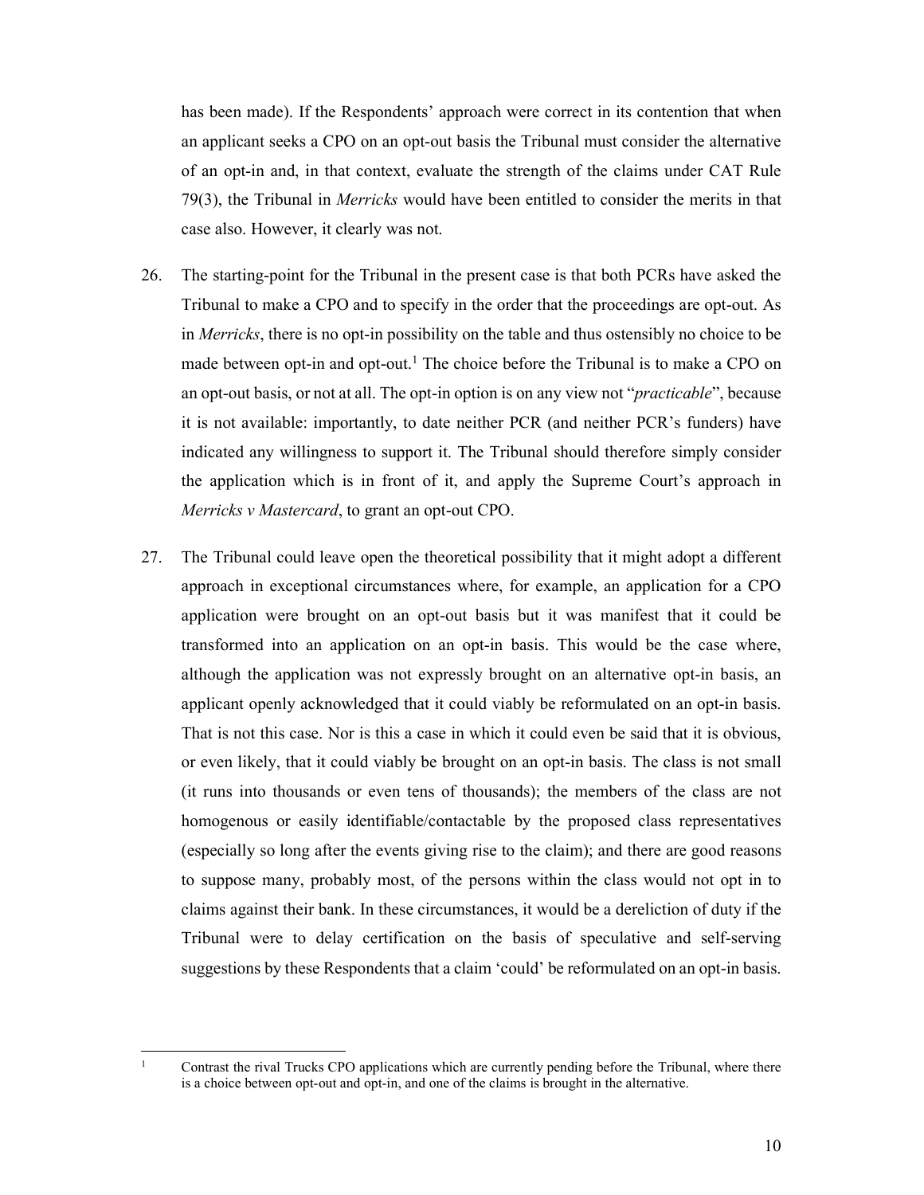has been made). If the Respondents' approach were correct in its contention that when an applicant seeks a CPO on an opt-out basis the Tribunal must consider the alternative of an opt-in and, in that context, evaluate the strength of the claims under CAT Rule 79(3), the Tribunal in *Merricks* would have been entitled to consider the merits in that case also. However, it clearly was not.

26. The starting-point for the Tribunal in the present case is that both PCRs have asked the Tribunal to make a CPO and to specify in the order that the proceedings are opt-out. As in *Merricks*, there is no opt-in possibility on the table and thus ostensibly no choice to be made between opt-in and opt-out.[1] The choice before the Tribunal is to make a CPO on an opt-out basis, or not at all. The opt-in option is on any view not "*practicable*", because it is not available: importantly, to date neither PCR (and neither PCR's funders) have indicated any willingness to support it. The Tribunal should therefore simply consider the application which is in front of it, and apply the Supreme Court's approach in *Merricks v Mastercard*, to grant an opt-out CPO.

27. The Tribunal could leave open the theoretical possibility that it might adopt a different approach in exceptional circumstances where, for example, an application for a CPO application were brought on an opt-out basis but it was manifest that it could be transformed into an application on an opt-in basis. This would be the case where, although the application was not expressly brought on an alternative opt-in basis, an applicant openly acknowledged that it could viably be reformulated on an opt-in basis. That is not this case. Nor is this a case in which it could even be said that it is obvious, or even likely, that it could viably be brought on an opt-in basis. The class is not small (it runs into thousands or even tens of thousands); the members of the class are not homogenous or easily identifiable/contactable by the proposed class representatives (especially so long after the events giving rise to the claim); and there are good reasons to suppose many, probably most, of the persons within the class would not opt in to claims against their bank. In these circumstances, it would be a dereliction of duty if the Tribunal were to delay certification on the basis of speculative and self-serving suggestions by these Respondents that a claim 'could' be reformulated on an opt-in basis.

---

[1] Contrast the rival Trucks CPO applications which are currently pending before the Tribunal, where there is a choice between opt-out and opt-in, and one of the claims is brought in the alternative.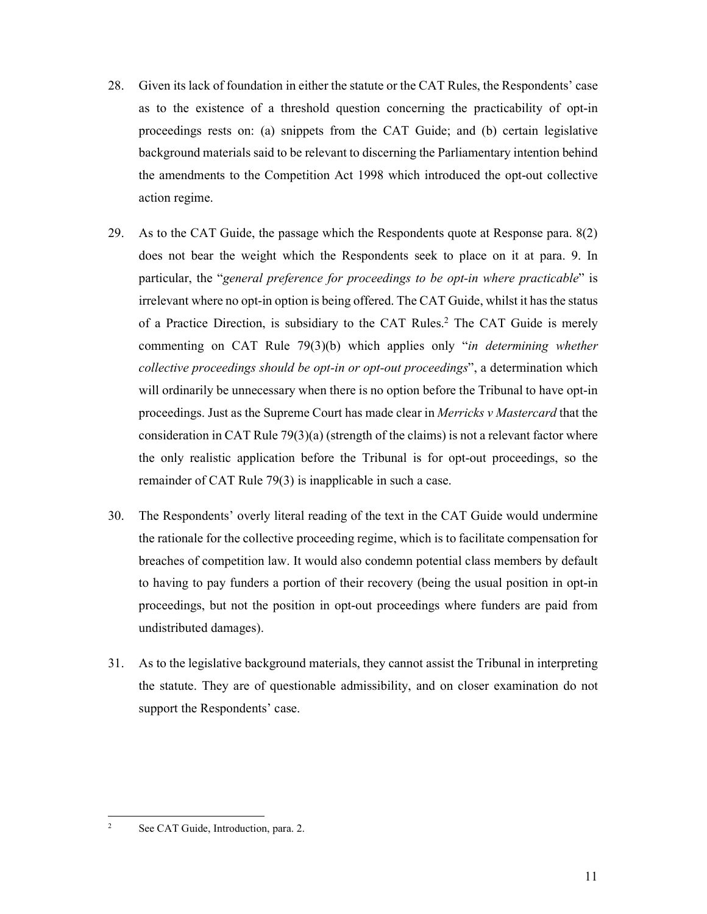28. Given its lack of foundation in either the statute or the CAT Rules, the Respondents' case as to the existence of a threshold question concerning the practicability of opt-in proceedings rests on: (a) snippets from the CAT Guide; and (b) certain legislative background materials said to be relevant to discerning the Parliamentary intention behind the amendments to the Competition Act 1998 which introduced the opt-out collective action regime.

29. As to the CAT Guide, the passage which the Respondents quote at Response para. 8(2) does not bear the weight which the Respondents seek to place on it at para. 9. In particular, the "*general preference for proceedings to be opt-in where practicable*" is irrelevant where no opt-in option is being offered. The CAT Guide, whilst it has the status of a Practice Direction, is subsidiary to the CAT Rules.[2] The CAT Guide is merely commenting on CAT Rule 79(3)(b) which applies only "*in determining whether collective proceedings should be opt-in or opt-out proceedings*", a determination which will ordinarily be unnecessary when there is no option before the Tribunal to have opt-in proceedings. Just as the Supreme Court has made clear in *Merricks v Mastercard* that the consideration in CAT Rule 79(3)(a) (strength of the claims) is not a relevant factor where the only realistic application before the Tribunal is for opt-out proceedings, so the remainder of CAT Rule 79(3) is inapplicable in such a case.

30. The Respondents' overly literal reading of the text in the CAT Guide would undermine the rationale for the collective proceeding regime, which is to facilitate compensation for breaches of competition law. It would also condemn potential class members by default to having to pay funders a portion of their recovery (being the usual position in opt-in proceedings, but not the position in opt-out proceedings where funders are paid from undistributed damages).

31. As to the legislative background materials, they cannot assist the Tribunal in interpreting the statute. They are of questionable admissibility, and on closer examination do not support the Respondents' case.

---

[2] See CAT Guide, Introduction, para. 2.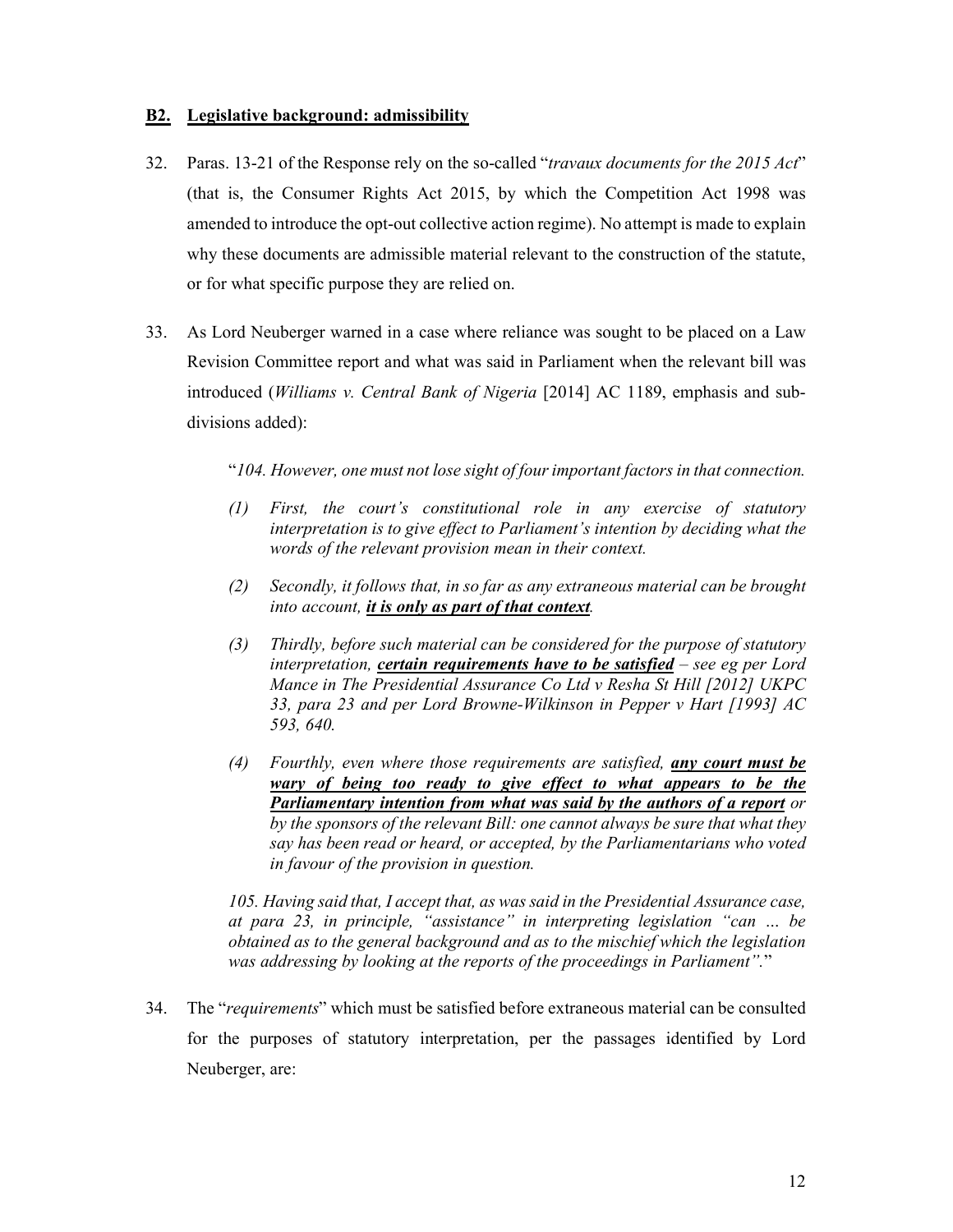## **B2. Legislative background: admissibility**

32. Paras. 13-21 of the Response rely on the so-called "*travaux documents for the 2015 Act*" (that is, the Consumer Rights Act 2015, by which the Competition Act 1998 was amended to introduce the opt-out collective action regime). No attempt is made to explain why these documents are admissible material relevant to the construction of the statute, or for what specific purpose they are relied on.

33. As Lord Neuberger warned in a case where reliance was sought to be placed on a Law Revision Committee report and what was said in Parliament when the relevant bill was introduced (*Williams v. Central Bank of Nigeria* [2014] AC 1189, emphasis and sub-divisions added):

> "*104. However, one must not lose sight of four important factors in that connection.*
>
> *(1) First, the court's constitutional role in any exercise of statutory interpretation is to give effect to Parliament's intention by deciding what the words of the relevant provision mean in their context.*
>
> *(2) Secondly, it follows that, in so far as any extraneous material can be brought into account,* ***it is only as part of that context****.*
>
> *(3) Thirdly, before such material can be considered for the purpose of statutory interpretation,* ***certain requirements have to be satisfied*** *– see eg per Lord Mance in The Presidential Assurance Co Ltd v Resha St Hill [2012] UKPC 33, para 23 and per Lord Browne-Wilkinson in Pepper v Hart [1993] AC 593, 640.*
>
> *(4) Fourthly, even where those requirements are satisfied,* ***any court must be wary of being too ready to give effect to what appears to be the Parliamentary intention from what was said by the authors of a report*** *or by the sponsors of the relevant Bill: one cannot always be sure that what they say has been read or heard, or accepted, by the Parliamentarians who voted in favour of the provision in question.*
>
> *105. Having said that, I accept that, as was said in the Presidential Assurance case, at para 23, in principle, "assistance" in interpreting legislation "can … be obtained as to the general background and as to the mischief which the legislation was addressing by looking at the reports of the proceedings in Parliament".*"

34. The "*requirements*" which must be satisfied before extraneous material can be consulted for the purposes of statutory interpretation, per the passages identified by Lord Neuberger, are: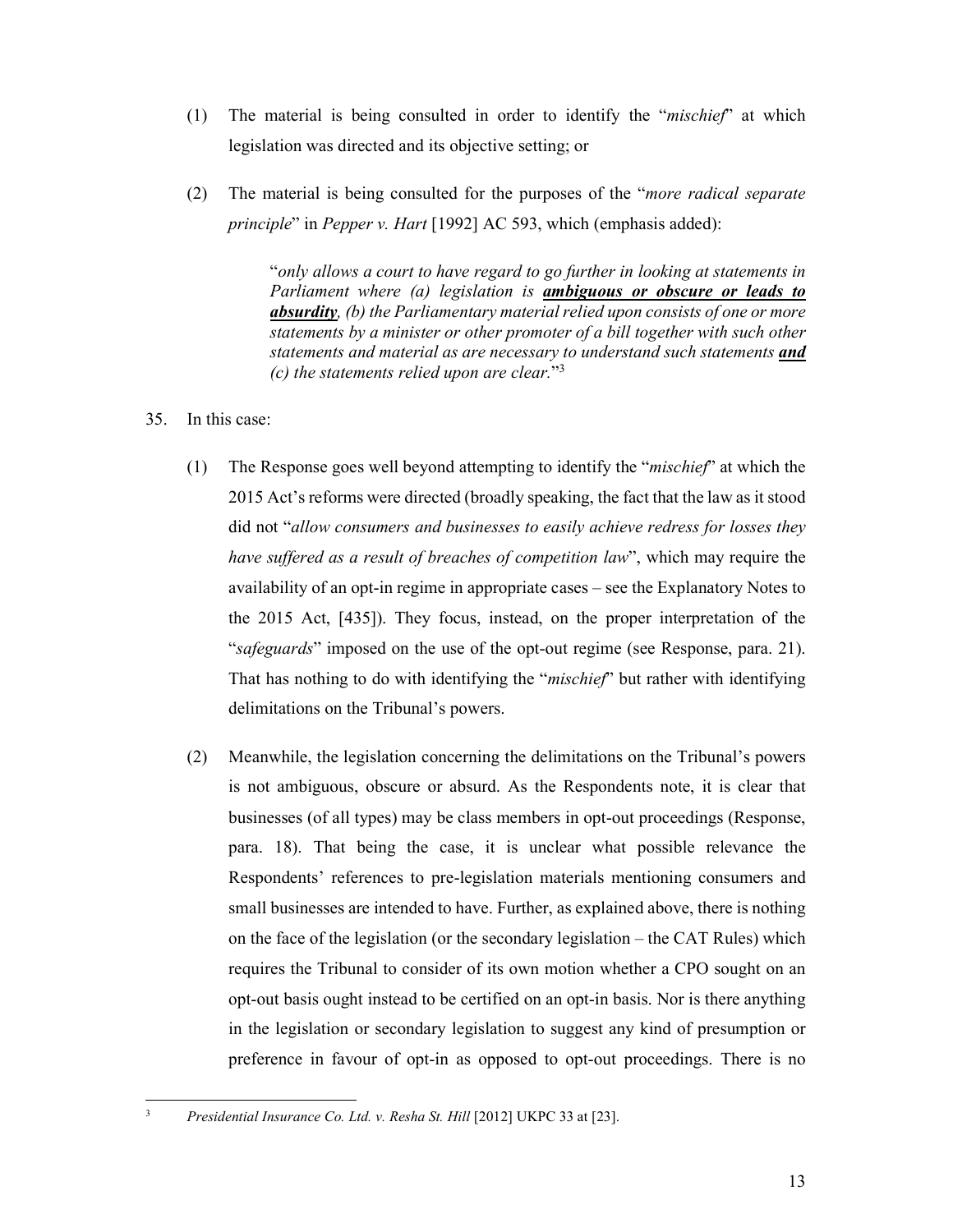(1) The material is being consulted in order to identify the "*mischief*" at which legislation was directed and its objective setting; or

(2) The material is being consulted for the purposes of the "*more radical separate principle*" in *Pepper v. Hart* [1992] AC 593, which (emphasis added):

> "*only allows a court to have regard to go further in looking at statements in Parliament where (a) legislation is **ambiguous or obscure or leads to absurdity**, (b) the Parliamentary material relied upon consists of one or more statements by a minister or other promoter of a bill together with such other statements and material as are necessary to understand such statements **and** (c) the statements relied upon are clear.*"[3]

35. In this case:

(1) The Response goes well beyond attempting to identify the "*mischief*" at which the 2015 Act's reforms were directed (broadly speaking, the fact that the law as it stood did not "*allow consumers and businesses to easily achieve redress for losses they have suffered as a result of breaches of competition law*", which may require the availability of an opt-in regime in appropriate cases – see the Explanatory Notes to the 2015 Act, [435]). They focus, instead, on the proper interpretation of the "*safeguards*" imposed on the use of the opt-out regime (see Response, para. 21). That has nothing to do with identifying the "*mischief*" but rather with identifying delimitations on the Tribunal's powers.

(2) Meanwhile, the legislation concerning the delimitations on the Tribunal's powers is not ambiguous, obscure or absurd. As the Respondents note, it is clear that businesses (of all types) may be class members in opt-out proceedings (Response, para. 18). That being the case, it is unclear what possible relevance the Respondents' references to pre-legislation materials mentioning consumers and small businesses are intended to have. Further, as explained above, there is nothing on the face of the legislation (or the secondary legislation – the CAT Rules) which requires the Tribunal to consider of its own motion whether a CPO sought on an opt-out basis ought instead to be certified on an opt-in basis. Nor is there anything in the legislation or secondary legislation to suggest any kind of presumption or preference in favour of opt-in as opposed to opt-out proceedings. There is no

---

[3] *Presidential Insurance Co. Ltd. v. Resha St. Hill* [2012] UKPC 33 at [23].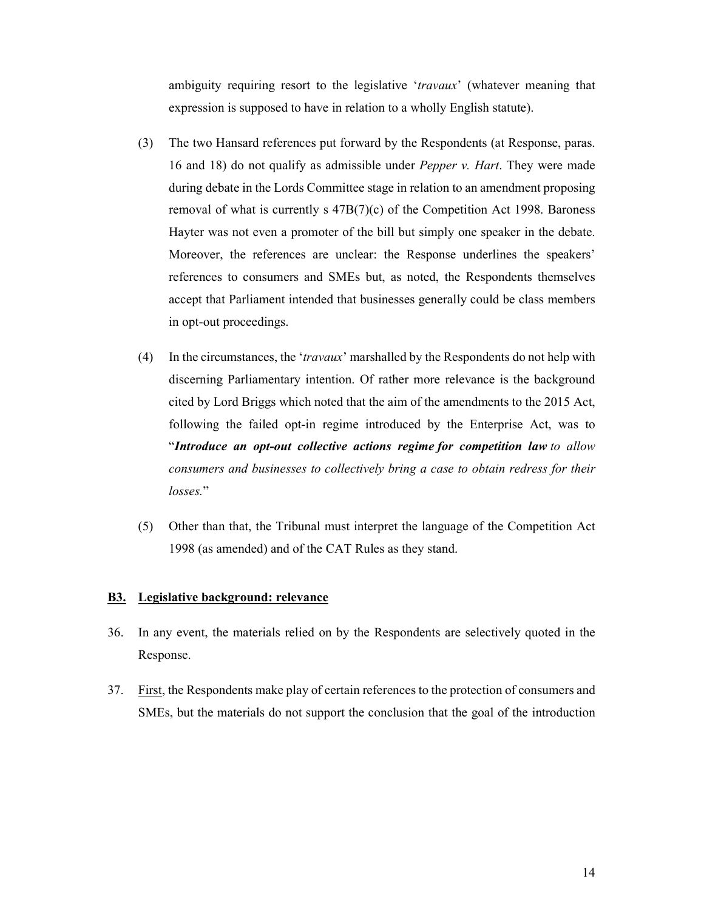ambiguity requiring resort to the legislative '*travaux*' (whatever meaning that expression is supposed to have in relation to a wholly English statute).

(3) The two Hansard references put forward by the Respondents (at Response, paras. 16 and 18) do not qualify as admissible under *Pepper v. Hart*. They were made during debate in the Lords Committee stage in relation to an amendment proposing removal of what is currently s 47B(7)(c) of the Competition Act 1998. Baroness Hayter was not even a promoter of the bill but simply one speaker in the debate. Moreover, the references are unclear: the Response underlines the speakers' references to consumers and SMEs but, as noted, the Respondents themselves accept that Parliament intended that businesses generally could be class members in opt-out proceedings.

(4) In the circumstances, the '*travaux*' marshalled by the Respondents do not help with discerning Parliamentary intention. Of rather more relevance is the background cited by Lord Briggs which noted that the aim of the amendments to the 2015 Act, following the failed opt-in regime introduced by the Enterprise Act, was to "***Introduce an opt-out collective actions regime for competition law*** *to allow consumers and businesses to collectively bring a case to obtain redress for their losses.*"

(5) Other than that, the Tribunal must interpret the language of the Competition Act 1998 (as amended) and of the CAT Rules as they stand.

### B3. Legislative background: relevance

36. In any event, the materials relied on by the Respondents are selectively quoted in the Response.

37. First, the Respondents make play of certain references to the protection of consumers and SMEs, but the materials do not support the conclusion that the goal of the introduction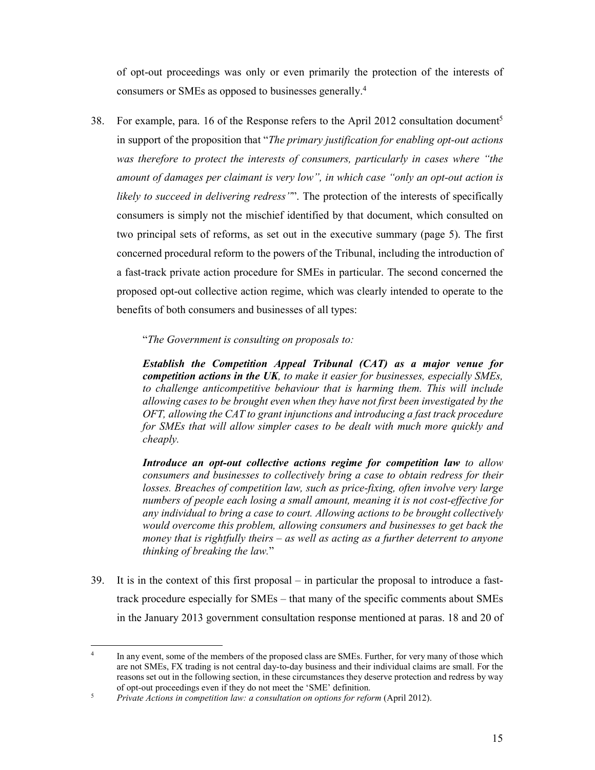of opt-out proceedings was only or even primarily the protection of the interests of consumers or SMEs as opposed to businesses generally.[4]

38. For example, para. 16 of the Response refers to the April 2012 consultation document[5] in support of the proposition that "*The primary justification for enabling opt-out actions was therefore to protect the interests of consumers, particularly in cases where "the amount of damages per claimant is very low", in which case "only an opt-out action is likely to succeed in delivering redress"*". The protection of the interests of specifically consumers is simply not the mischief identified by that document, which consulted on two principal sets of reforms, as set out in the executive summary (page 5). The first concerned procedural reform to the powers of the Tribunal, including the introduction of a fast-track private action procedure for SMEs in particular. The second concerned the proposed opt-out collective action regime, which was clearly intended to operate to the benefits of both consumers and businesses of all types:

   "*The Government is consulting on proposals to:*

   ***Establish the Competition Appeal Tribunal (CAT) as a major venue for competition actions in the UK**, to make it easier for businesses, especially SMEs, to challenge anticompetitive behaviour that is harming them. This will include allowing cases to be brought even when they have not first been investigated by the OFT, allowing the CAT to grant injunctions and introducing a fast track procedure for SMEs that will allow simpler cases to be dealt with much more quickly and cheaply.*

   ***Introduce an opt-out collective actions regime for competition law** to allow consumers and businesses to collectively bring a case to obtain redress for their losses. Breaches of competition law, such as price-fixing, often involve very large numbers of people each losing a small amount, meaning it is not cost-effective for any individual to bring a case to court. Allowing actions to be brought collectively would overcome this problem, allowing consumers and businesses to get back the money that is rightfully theirs – as well as acting as a further deterrent to anyone thinking of breaking the law.*"

39. It is in the context of this first proposal – in particular the proposal to introduce a fast-track procedure especially for SMEs – that many of the specific comments about SMEs in the January 2013 government consultation response mentioned at paras. 18 and 20 of

---

[4] In any event, some of the members of the proposed class are SMEs. Further, for very many of those which are not SMEs, FX trading is not central day-to-day business and their individual claims are small. For the reasons set out in the following section, in these circumstances they deserve protection and redress by way of opt-out proceedings even if they do not meet the 'SME' definition.

[5] *Private Actions in competition law: a consultation on options for reform* (April 2012).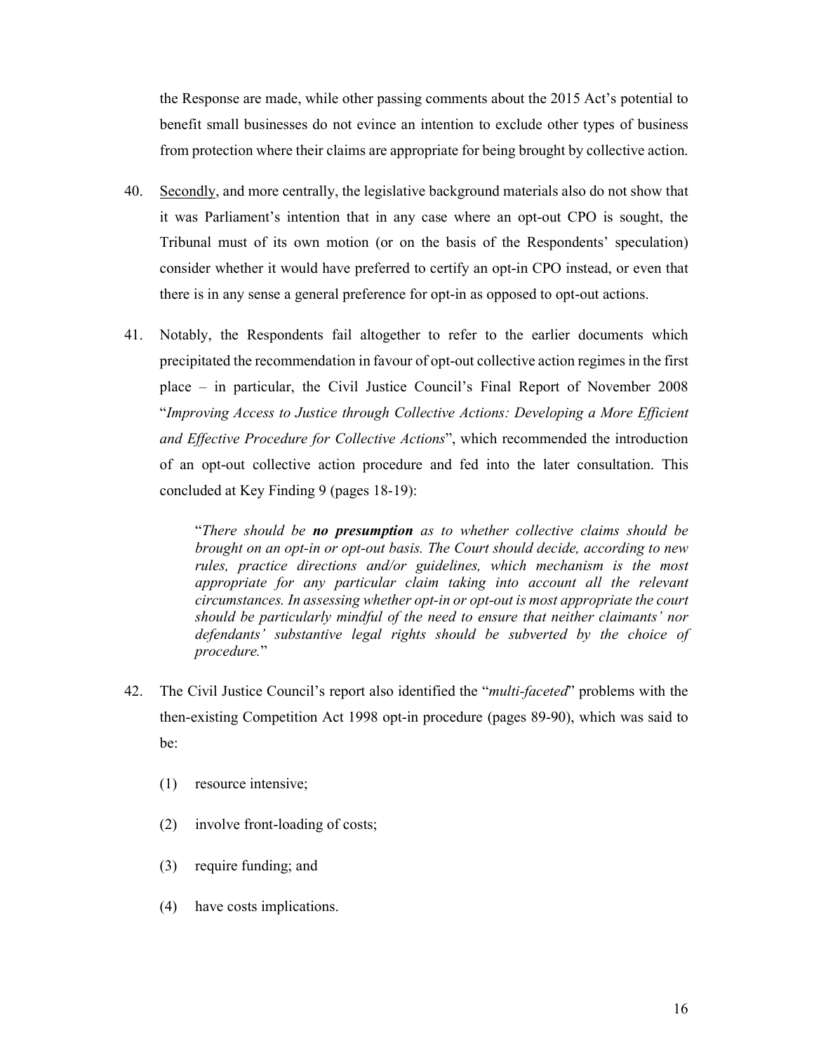the Response are made, while other passing comments about the 2015 Act's potential to benefit small businesses do not evince an intention to exclude other types of business from protection where their claims are appropriate for being brought by collective action.

40. Secondly, and more centrally, the legislative background materials also do not show that it was Parliament's intention that in any case where an opt-out CPO is sought, the Tribunal must of its own motion (or on the basis of the Respondents' speculation) consider whether it would have preferred to certify an opt-in CPO instead, or even that there is in any sense a general preference for opt-in as opposed to opt-out actions.

41. Notably, the Respondents fail altogether to refer to the earlier documents which precipitated the recommendation in favour of opt-out collective action regimes in the first place – in particular, the Civil Justice Council's Final Report of November 2008 "*Improving Access to Justice through Collective Actions: Developing a More Efficient and Effective Procedure for Collective Actions*", which recommended the introduction of an opt-out collective action procedure and fed into the later consultation. This concluded at Key Finding 9 (pages 18-19):

> "*There should be **no presumption** as to whether collective claims should be brought on an opt-in or opt-out basis. The Court should decide, according to new rules, practice directions and/or guidelines, which mechanism is the most appropriate for any particular claim taking into account all the relevant circumstances. In assessing whether opt-in or opt-out is most appropriate the court should be particularly mindful of the need to ensure that neither claimants' nor defendants' substantive legal rights should be subverted by the choice of procedure.*"

42. The Civil Justice Council's report also identified the "*multi-faceted*" problems with the then-existing Competition Act 1998 opt-in procedure (pages 89-90), which was said to be:

    (1) resource intensive;

    (2) involve front-loading of costs;

    (3) require funding; and

    (4) have costs implications.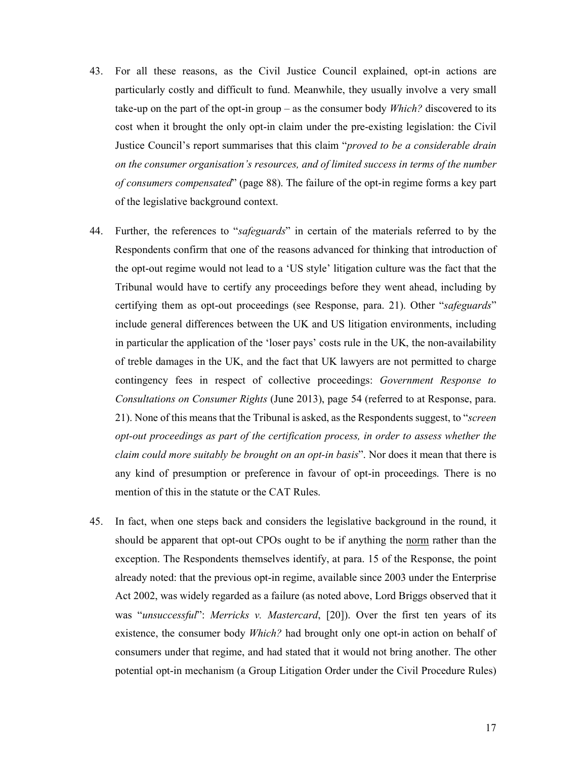43. For all these reasons, as the Civil Justice Council explained, opt-in actions are particularly costly and difficult to fund. Meanwhile, they usually involve a very small take-up on the part of the opt-in group – as the consumer body *Which?* discovered to its cost when it brought the only opt-in claim under the pre-existing legislation: the Civil Justice Council's report summarises that this claim "*proved to be a considerable drain on the consumer organisation's resources, and of limited success in terms of the number of consumers compensated*" (page 88). The failure of the opt-in regime forms a key part of the legislative background context.

44. Further, the references to "*safeguards*" in certain of the materials referred to by the Respondents confirm that one of the reasons advanced for thinking that introduction of the opt-out regime would not lead to a 'US style' litigation culture was the fact that the Tribunal would have to certify any proceedings before they went ahead, including by certifying them as opt-out proceedings (see Response, para. 21). Other "*safeguards*" include general differences between the UK and US litigation environments, including in particular the application of the 'loser pays' costs rule in the UK, the non-availability of treble damages in the UK, and the fact that UK lawyers are not permitted to charge contingency fees in respect of collective proceedings: *Government Response to Consultations on Consumer Rights* (June 2013), page 54 (referred to at Response, para. 21). None of this means that the Tribunal is asked, as the Respondents suggest, to "*screen opt-out proceedings as part of the certification process, in order to assess whether the claim could more suitably be brought on an opt-in basis*". Nor does it mean that there is any kind of presumption or preference in favour of opt-in proceedings. There is no mention of this in the statute or the CAT Rules.

45. In fact, when one steps back and considers the legislative background in the round, it should be apparent that opt-out CPOs ought to be if anything the <u>norm</u> rather than the exception. The Respondents themselves identify, at para. 15 of the Response, the point already noted: that the previous opt-in regime, available since 2003 under the Enterprise Act 2002, was widely regarded as a failure (as noted above, Lord Briggs observed that it was "*unsuccessful*": *Merricks v. Mastercard*, [20]). Over the first ten years of its existence, the consumer body *Which?* had brought only one opt-in action on behalf of consumers under that regime, and had stated that it would not bring another. The other potential opt-in mechanism (a Group Litigation Order under the Civil Procedure Rules)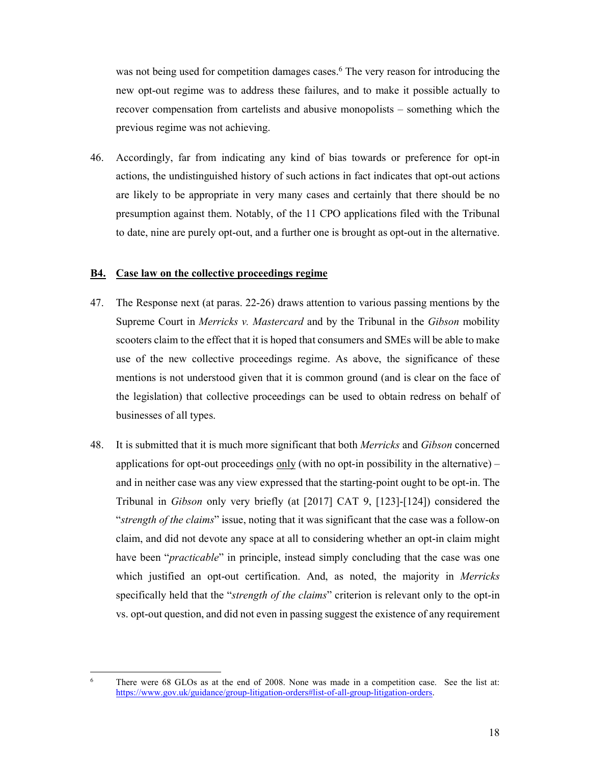was not being used for competition damages cases.[6] The very reason for introducing the new opt-out regime was to address these failures, and to make it possible actually to recover compensation from cartelists and abusive monopolists – something which the previous regime was not achieving.

46. Accordingly, far from indicating any kind of bias towards or preference for opt-in actions, the undistinguished history of such actions in fact indicates that opt-out actions are likely to be appropriate in very many cases and certainly that there should be no presumption against them. Notably, of the 11 CPO applications filed with the Tribunal to date, nine are purely opt-out, and a further one is brought as opt-out in the alternative.

## B4. Case law on the collective proceedings regime

47. The Response next (at paras. 22-26) draws attention to various passing mentions by the Supreme Court in *Merricks v. Mastercard* and by the Tribunal in the *Gibson* mobility scooters claim to the effect that it is hoped that consumers and SMEs will be able to make use of the new collective proceedings regime. As above, the significance of these mentions is not understood given that it is common ground (and is clear on the face of the legislation) that collective proceedings can be used to obtain redress on behalf of businesses of all types.

48. It is submitted that it is much more significant that both *Merricks* and *Gibson* concerned applications for opt-out proceedings only (with no opt-in possibility in the alternative) – and in neither case was any view expressed that the starting-point ought to be opt-in. The Tribunal in *Gibson* only very briefly (at [2017] CAT 9, [123]-[124]) considered the "*strength of the claims*" issue, noting that it was significant that the case was a follow-on claim, and did not devote any space at all to considering whether an opt-in claim might have been "*practicable*" in principle, instead simply concluding that the case was one which justified an opt-out certification. And, as noted, the majority in *Merricks* specifically held that the "*strength of the claims*" criterion is relevant only to the opt-in vs. opt-out question, and did not even in passing suggest the existence of any requirement

---

[6] There were 68 GLOs as at the end of 2008. None was made in a competition case. See the list at: https://www.gov.uk/guidance/group-litigation-orders#list-of-all-group-litigation-orders.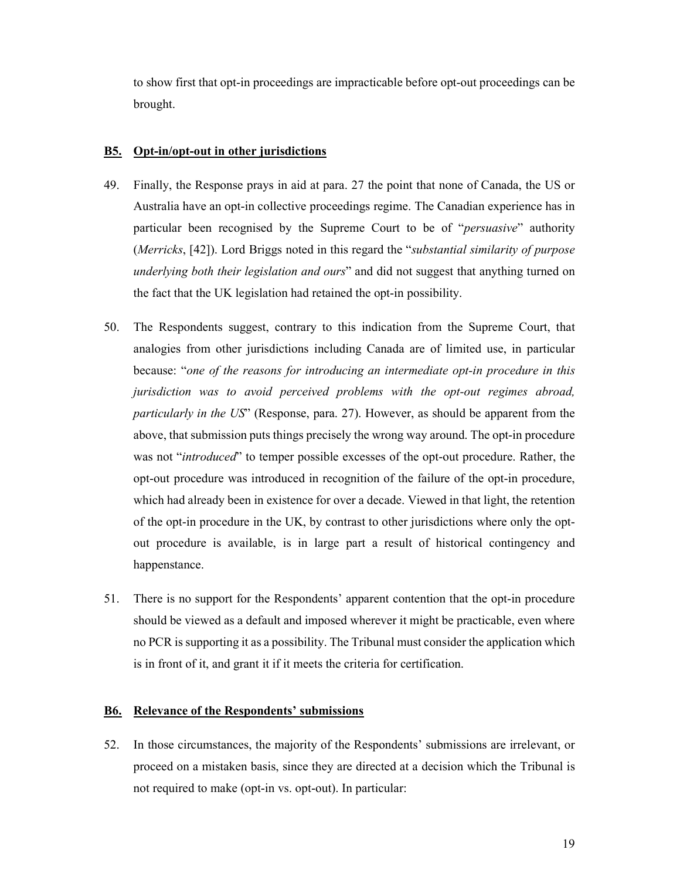to show first that opt-in proceedings are impracticable before opt-out proceedings can be brought.

### **<u>B5.</u> <u>Opt-in/opt-out in other jurisdictions</u>**

49. Finally, the Response prays in aid at para. 27 the point that none of Canada, the US or Australia have an opt-in collective proceedings regime. The Canadian experience has in particular been recognised by the Supreme Court to be of "*persuasive*" authority (*Merricks*, [42]). Lord Briggs noted in this regard the "*substantial similarity of purpose underlying both their legislation and ours*" and did not suggest that anything turned on the fact that the UK legislation had retained the opt-in possibility.

50. The Respondents suggest, contrary to this indication from the Supreme Court, that analogies from other jurisdictions including Canada are of limited use, in particular because: "*one of the reasons for introducing an intermediate opt-in procedure in this jurisdiction was to avoid perceived problems with the opt-out regimes abroad, particularly in the US*" (Response, para. 27). However, as should be apparent from the above, that submission puts things precisely the wrong way around. The opt-in procedure was not "*introduced*" to temper possible excesses of the opt-out procedure. Rather, the opt-out procedure was introduced in recognition of the failure of the opt-in procedure, which had already been in existence for over a decade. Viewed in that light, the retention of the opt-in procedure in the UK, by contrast to other jurisdictions where only the opt-out procedure is available, is in large part a result of historical contingency and happenstance.

51. There is no support for the Respondents' apparent contention that the opt-in procedure should be viewed as a default and imposed wherever it might be practicable, even where no PCR is supporting it as a possibility. The Tribunal must consider the application which is in front of it, and grant it if it meets the criteria for certification.

### **<u>B6.</u> <u>Relevance of the Respondents' submissions</u>**

52. In those circumstances, the majority of the Respondents' submissions are irrelevant, or proceed on a mistaken basis, since they are directed at a decision which the Tribunal is not required to make (opt-in vs. opt-out). In particular: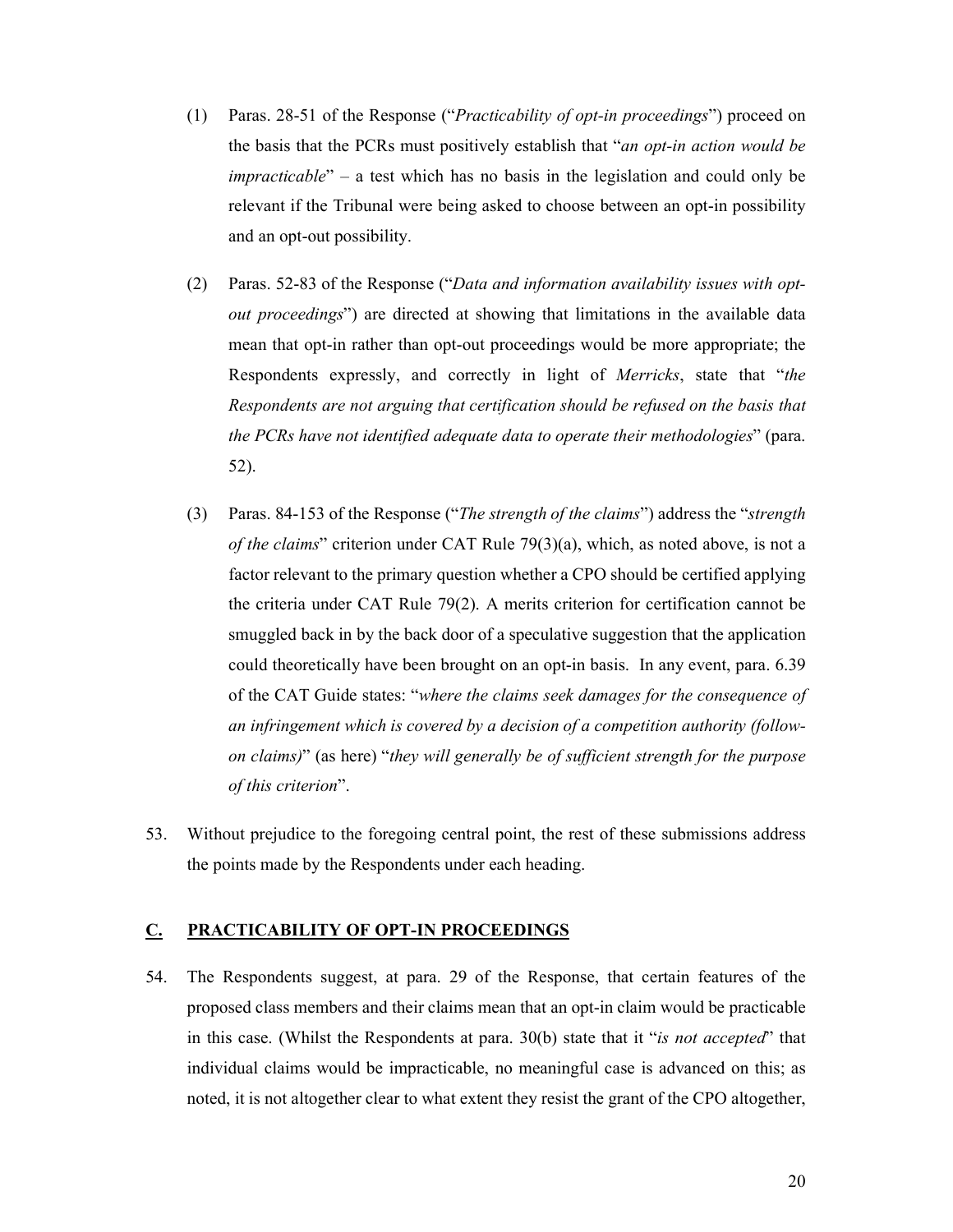(1) Paras. 28-51 of the Response ("*Practicability of opt-in proceedings*") proceed on the basis that the PCRs must positively establish that "*an opt-in action would be impracticable*" – a test which has no basis in the legislation and could only be relevant if the Tribunal were being asked to choose between an opt-in possibility and an opt-out possibility.

(2) Paras. 52-83 of the Response ("*Data and information availability issues with opt-out proceedings*") are directed at showing that limitations in the available data mean that opt-in rather than opt-out proceedings would be more appropriate; the Respondents expressly, and correctly in light of *Merricks*, state that "*the Respondents are not arguing that certification should be refused on the basis that the PCRs have not identified adequate data to operate their methodologies*" (para. 52).

(3) Paras. 84-153 of the Response ("*The strength of the claims*") address the "*strength of the claims*" criterion under CAT Rule 79(3)(a), which, as noted above, is not a factor relevant to the primary question whether a CPO should be certified applying the criteria under CAT Rule 79(2). A merits criterion for certification cannot be smuggled back in by the back door of a speculative suggestion that the application could theoretically have been brought on an opt-in basis. In any event, para. 6.39 of the CAT Guide states: "*where the claims seek damages for the consequence of an infringement which is covered by a decision of a competition authority (follow-on claims)*" (as here) "*they will generally be of sufficient strength for the purpose of this criterion*".

53. Without prejudice to the foregoing central point, the rest of these submissions address the points made by the Respondents under each heading.

## C. PRACTICABILITY OF OPT-IN PROCEEDINGS

54. The Respondents suggest, at para. 29 of the Response, that certain features of the proposed class members and their claims mean that an opt-in claim would be practicable in this case. (Whilst the Respondents at para. 30(b) state that it "*is not accepted*" that individual claims would be impracticable, no meaningful case is advanced on this; as noted, it is not altogether clear to what extent they resist the grant of the CPO altogether,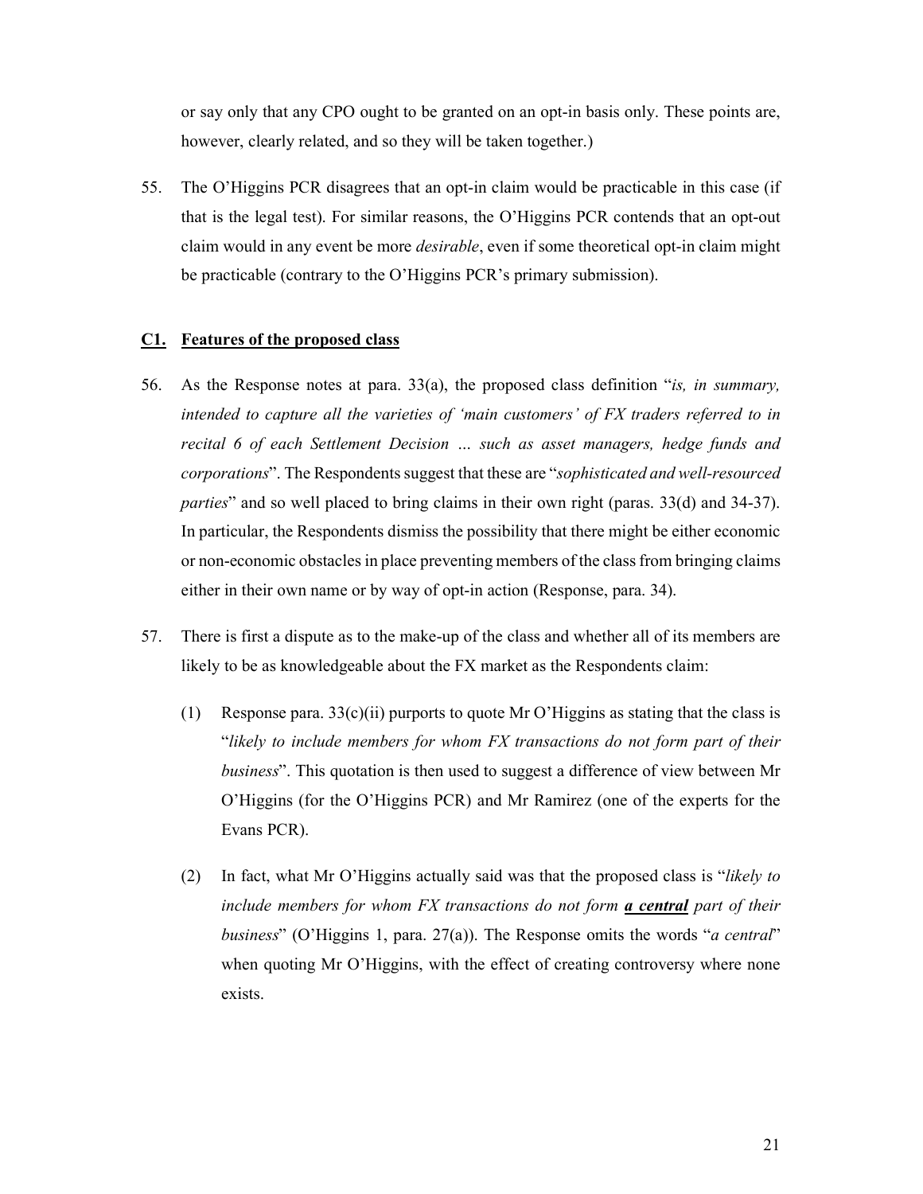or say only that any CPO ought to be granted on an opt-in basis only. These points are, however, clearly related, and so they will be taken together.)

55. The O'Higgins PCR disagrees that an opt-in claim would be practicable in this case (if that is the legal test). For similar reasons, the O'Higgins PCR contends that an opt-out claim would in any event be more *desirable*, even if some theoretical opt-in claim might be practicable (contrary to the O'Higgins PCR's primary submission).

### <u>C1. Features of the proposed class</u>

56. As the Response notes at para. 33(a), the proposed class definition "*is, in summary, intended to capture all the varieties of 'main customers' of FX traders referred to in recital 6 of each Settlement Decision … such as asset managers, hedge funds and corporations*". The Respondents suggest that these are "*sophisticated and well-resourced parties*" and so well placed to bring claims in their own right (paras. 33(d) and 34-37). In particular, the Respondents dismiss the possibility that there might be either economic or non-economic obstacles in place preventing members of the class from bringing claims either in their own name or by way of opt-in action (Response, para. 34).

57. There is first a dispute as to the make-up of the class and whether all of its members are likely to be as knowledgeable about the FX market as the Respondents claim:

    (1) Response para. 33(c)(ii) purports to quote Mr O'Higgins as stating that the class is "*likely to include members for whom FX transactions do not form part of their business*". This quotation is then used to suggest a difference of view between Mr O'Higgins (for the O'Higgins PCR) and Mr Ramirez (one of the experts for the Evans PCR).

    (2) In fact, what Mr O'Higgins actually said was that the proposed class is "*likely to include members for whom FX transactions do not form **<u>a central</u>** part of their business*" (O'Higgins 1, para. 27(a)). The Response omits the words "*a central*" when quoting Mr O'Higgins, with the effect of creating controversy where none exists.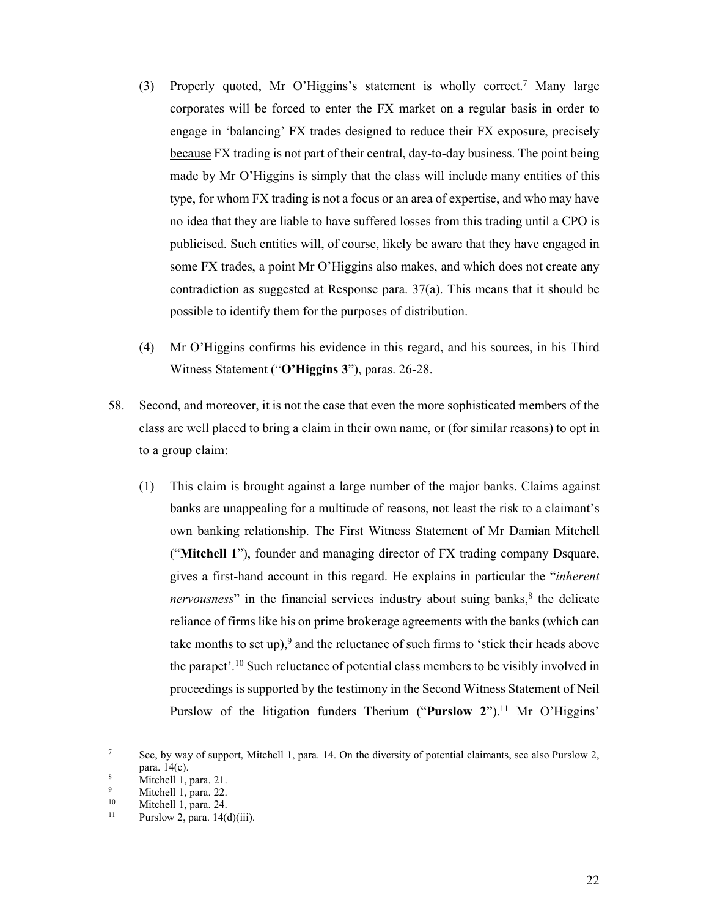(3) Properly quoted, Mr O'Higgins's statement is wholly correct.[7] Many large corporates will be forced to enter the FX market on a regular basis in order to engage in 'balancing' FX trades designed to reduce their FX exposure, precisely <u>because</u> FX trading is not part of their central, day-to-day business. The point being made by Mr O'Higgins is simply that the class will include many entities of this type, for whom FX trading is not a focus or an area of expertise, and who may have no idea that they are liable to have suffered losses from this trading until a CPO is publicised. Such entities will, of course, likely be aware that they have engaged in some FX trades, a point Mr O'Higgins also makes, and which does not create any contradiction as suggested at Response para. 37(a). This means that it should be possible to identify them for the purposes of distribution.

(4) Mr O'Higgins confirms his evidence in this regard, and his sources, in his Third Witness Statement ("**O'Higgins 3**"), paras. 26-28.

58. Second, and moreover, it is not the case that even the more sophisticated members of the class are well placed to bring a claim in their own name, or (for similar reasons) to opt in to a group claim:

(1) This claim is brought against a large number of the major banks. Claims against banks are unappealing for a multitude of reasons, not least the risk to a claimant's own banking relationship. The First Witness Statement of Mr Damian Mitchell ("**Mitchell 1**"), founder and managing director of FX trading company Dsquare, gives a first-hand account in this regard. He explains in particular the "*inherent nervousness*" in the financial services industry about suing banks,[8] the delicate reliance of firms like his on prime brokerage agreements with the banks (which can take months to set up),[9] and the reluctance of such firms to 'stick their heads above the parapet'.[10] Such reluctance of potential class members to be visibly involved in proceedings is supported by the testimony in the Second Witness Statement of Neil Purslow of the litigation funders Therium ("**Purslow 2**").[11] Mr O'Higgins'

---

[7] See, by way of support, Mitchell 1, para. 14. On the diversity of potential claimants, see also Purslow 2, para. 14(c).

[8] Mitchell 1, para. 21.

[9] Mitchell 1, para. 22.

[10] Mitchell 1, para. 24.

[11] Purslow 2, para. 14(d)(iii).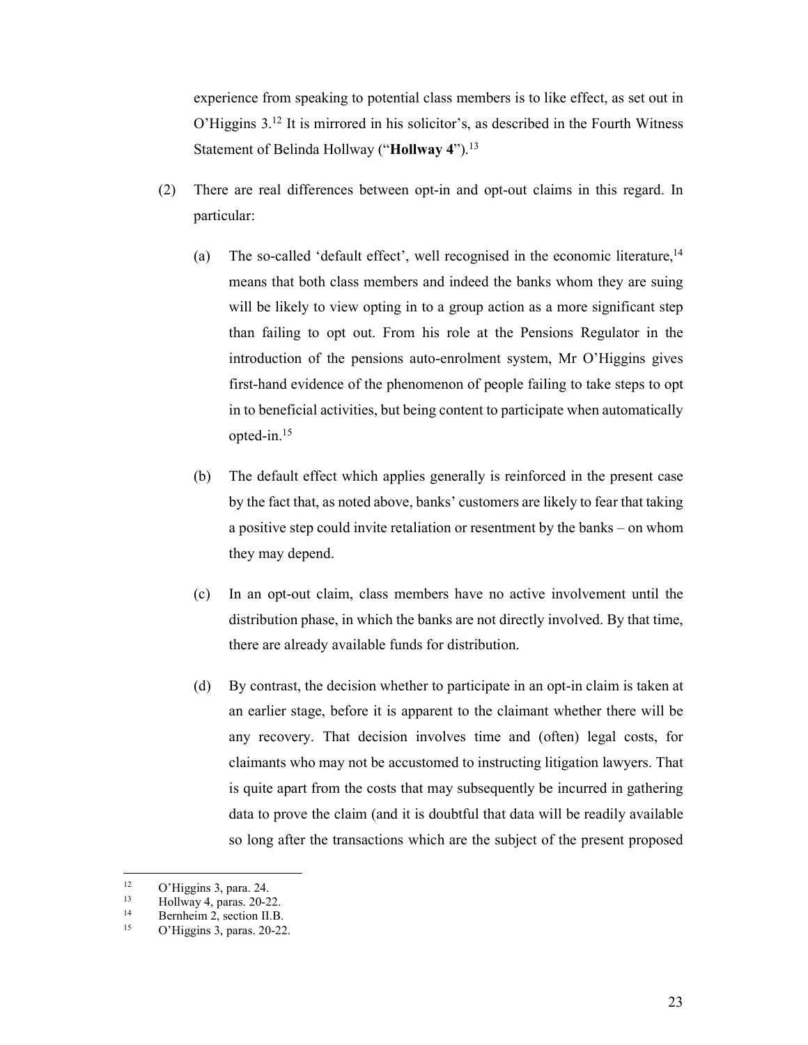experience from speaking to potential class members is to like effect, as set out in O'Higgins 3.[12] It is mirrored in his solicitor's, as described in the Fourth Witness Statement of Belinda Hollway ("**Hollway 4**").[13]

(2) There are real differences between opt-in and opt-out claims in this regard. In particular:

(a) The so-called 'default effect', well recognised in the economic literature,[14] means that both class members and indeed the banks whom they are suing will be likely to view opting in to a group action as a more significant step than failing to opt out. From his role at the Pensions Regulator in the introduction of the pensions auto-enrolment system, Mr O'Higgins gives first-hand evidence of the phenomenon of people failing to take steps to opt in to beneficial activities, but being content to participate when automatically opted-in.[15]

(b) The default effect which applies generally is reinforced in the present case by the fact that, as noted above, banks' customers are likely to fear that taking a positive step could invite retaliation or resentment by the banks – on whom they may depend.

(c) In an opt-out claim, class members have no active involvement until the distribution phase, in which the banks are not directly involved. By that time, there are already available funds for distribution.

(d) By contrast, the decision whether to participate in an opt-in claim is taken at an earlier stage, before it is apparent to the claimant whether there will be any recovery. That decision involves time and (often) legal costs, for claimants who may not be accustomed to instructing litigation lawyers. That is quite apart from the costs that may subsequently be incurred in gathering data to prove the claim (and it is doubtful that data will be readily available so long after the transactions which are the subject of the present proposed

---

[12] O'Higgins 3, para. 24.

[13] Hollway 4, paras. 20-22.

[14] Bernheim 2, section II.B.

[15] O'Higgins 3, paras. 20-22.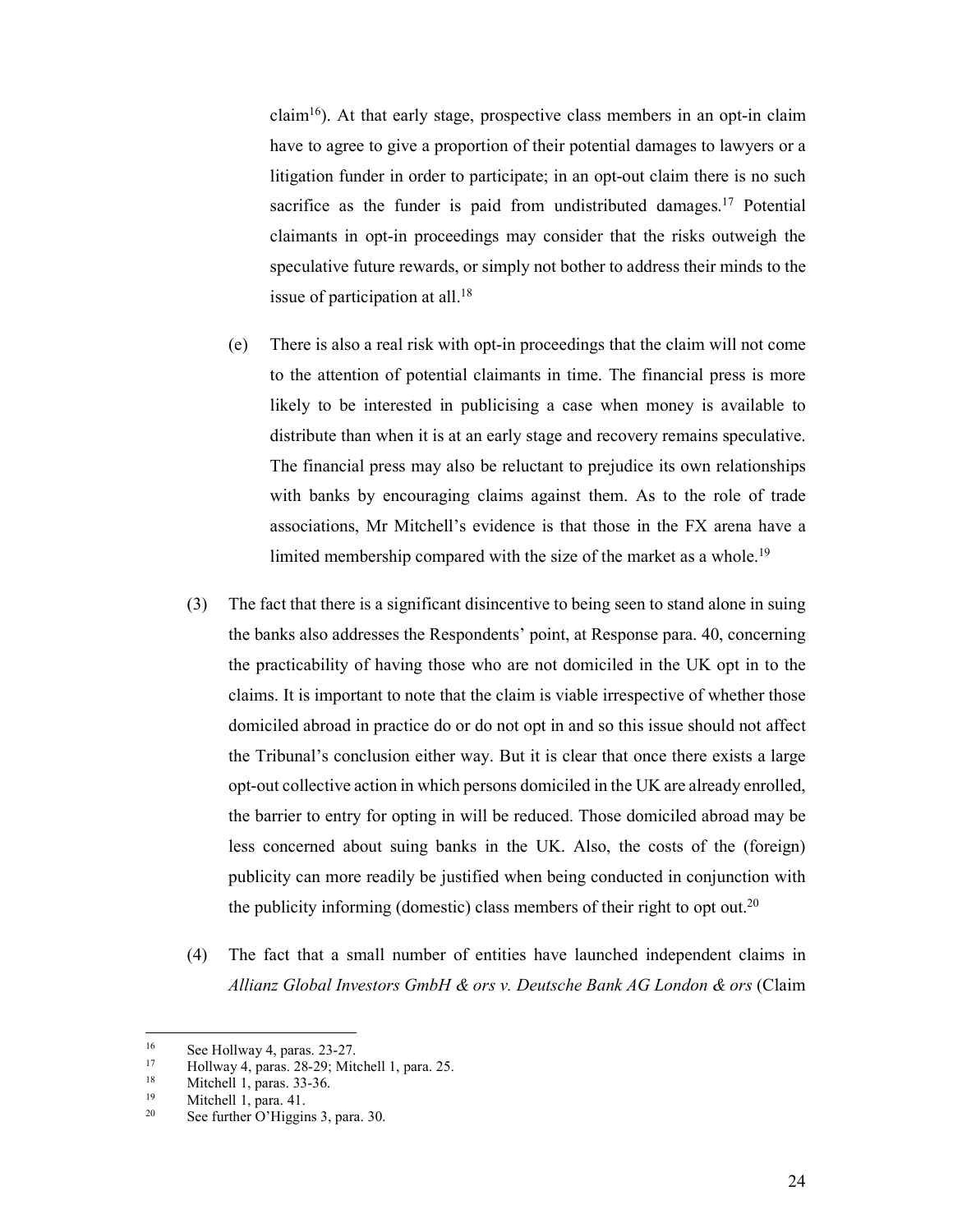claim[16]). At that early stage, prospective class members in an opt-in claim have to agree to give a proportion of their potential damages to lawyers or a litigation funder in order to participate; in an opt-out claim there is no such sacrifice as the funder is paid from undistributed damages.[17] Potential claimants in opt-in proceedings may consider that the risks outweigh the speculative future rewards, or simply not bother to address their minds to the issue of participation at all.[18]

(e) There is also a real risk with opt-in proceedings that the claim will not come to the attention of potential claimants in time. The financial press is more likely to be interested in publicising a case when money is available to distribute than when it is at an early stage and recovery remains speculative. The financial press may also be reluctant to prejudice its own relationships with banks by encouraging claims against them. As to the role of trade associations, Mr Mitchell's evidence is that those in the FX arena have a limited membership compared with the size of the market as a whole.[19]

(3) The fact that there is a significant disincentive to being seen to stand alone in suing the banks also addresses the Respondents' point, at Response para. 40, concerning the practicability of having those who are not domiciled in the UK opt in to the claims. It is important to note that the claim is viable irrespective of whether those domiciled abroad in practice do or do not opt in and so this issue should not affect the Tribunal's conclusion either way. But it is clear that once there exists a large opt-out collective action in which persons domiciled in the UK are already enrolled, the barrier to entry for opting in will be reduced. Those domiciled abroad may be less concerned about suing banks in the UK. Also, the costs of the (foreign) publicity can more readily be justified when being conducted in conjunction with the publicity informing (domestic) class members of their right to opt out.[20]

(4) The fact that a small number of entities have launched independent claims in *Allianz Global Investors GmbH & ors v. Deutsche Bank AG London & ors* (Claim

---

[16] See Hollway 4, paras. 23-27.

[17] Hollway 4, paras. 28-29; Mitchell 1, para. 25.

[18] Mitchell 1, paras. 33-36.

[19] Mitchell 1, para. 41.

[20] See further O'Higgins 3, para. 30.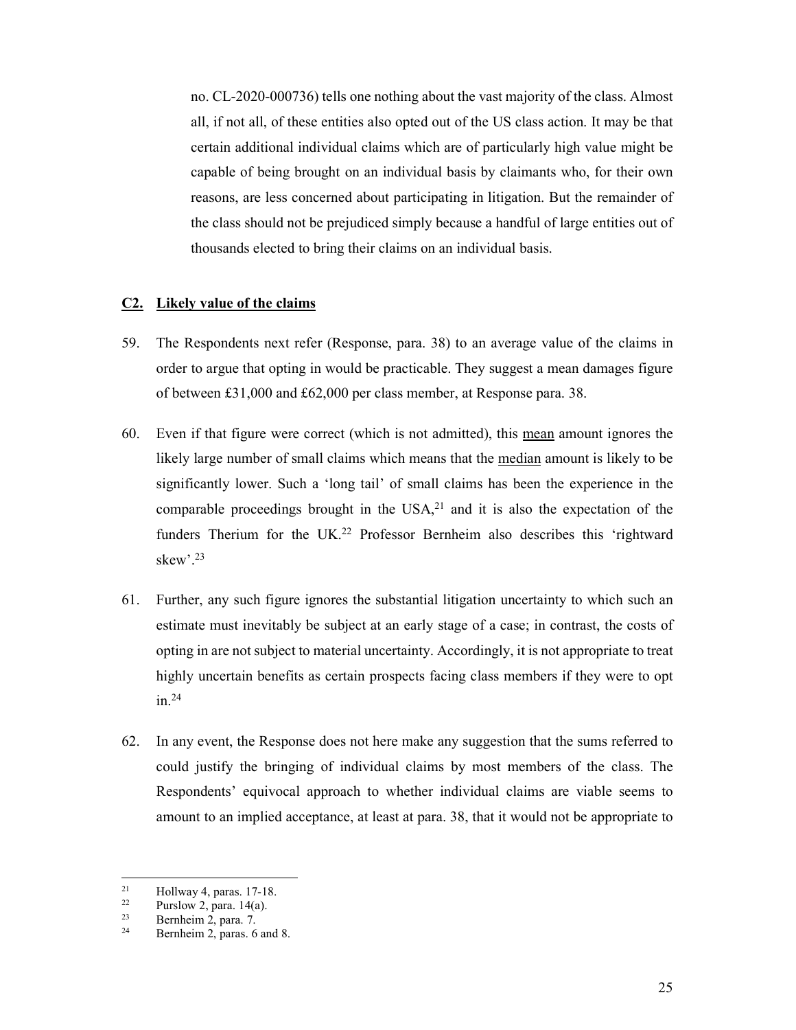no. CL-2020-000736) tells one nothing about the vast majority of the class. Almost all, if not all, of these entities also opted out of the US class action. It may be that certain additional individual claims which are of particularly high value might be capable of being brought on an individual basis by claimants who, for their own reasons, are less concerned about participating in litigation. But the remainder of the class should not be prejudiced simply because a handful of large entities out of thousands elected to bring their claims on an individual basis.

### C2. Likely value of the claims

59. The Respondents next refer (Response, para. 38) to an average value of the claims in order to argue that opting in would be practicable. They suggest a mean damages figure of between £31,000 and £62,000 per class member, at Response para. 38.

60. Even if that figure were correct (which is not admitted), this mean amount ignores the likely large number of small claims which means that the median amount is likely to be significantly lower. Such a 'long tail' of small claims has been the experience in the comparable proceedings brought in the USA,[21] and it is also the expectation of the funders Therium for the UK.[22] Professor Bernheim also describes this 'rightward skew'.[23]

61. Further, any such figure ignores the substantial litigation uncertainty to which such an estimate must inevitably be subject at an early stage of a case; in contrast, the costs of opting in are not subject to material uncertainty. Accordingly, it is not appropriate to treat highly uncertain benefits as certain prospects facing class members if they were to opt in.[24]

62. In any event, the Response does not here make any suggestion that the sums referred to could justify the bringing of individual claims by most members of the class. The Respondents' equivocal approach to whether individual claims are viable seems to amount to an implied acceptance, at least at para. 38, that it would not be appropriate to

---

[21] Hollway 4, paras. 17-18.

[22] Purslow 2, para. 14(a).

[23] Bernheim 2, para. 7.

[24] Bernheim 2, paras. 6 and 8.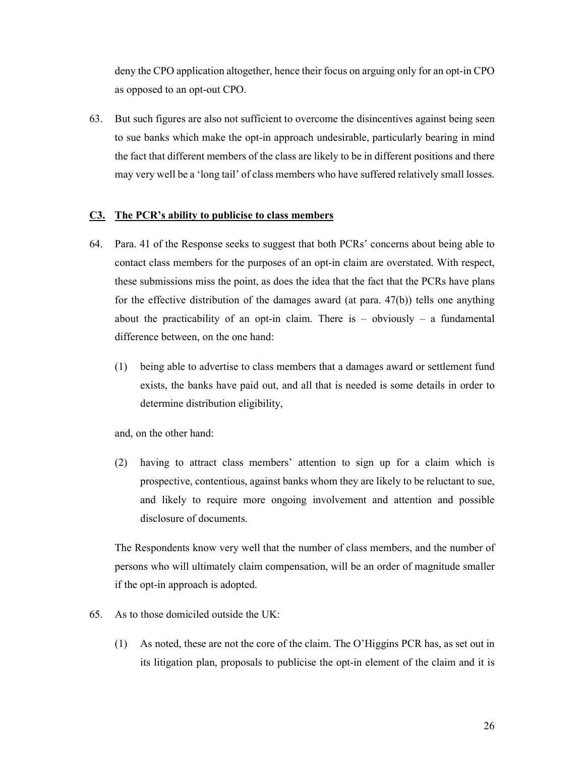deny the CPO application altogether, hence their focus on arguing only for an opt-in CPO as opposed to an opt-out CPO.

63. But such figures are also not sufficient to overcome the disincentives against being seen to sue banks which make the opt-in approach undesirable, particularly bearing in mind the fact that different members of the class are likely to be in different positions and there may very well be a 'long tail' of class members who have suffered relatively small losses.

### <u>C3. The PCR's ability to publicise to class members</u>

64. Para. 41 of the Response seeks to suggest that both PCRs' concerns about being able to contact class members for the purposes of an opt-in claim are overstated. With respect, these submissions miss the point, as does the idea that the fact that the PCRs have plans for the effective distribution of the damages award (at para. 47(b)) tells one anything about the practicability of an opt-in claim. There is – obviously – a fundamental difference between, on the one hand:

    (1) being able to advertise to class members that a damages award or settlement fund exists, the banks have paid out, and all that is needed is some details in order to determine distribution eligibility,

    and, on the other hand:

    (2) having to attract class members' attention to sign up for a claim which is prospective, contentious, against banks whom they are likely to be reluctant to sue, and likely to require more ongoing involvement and attention and possible disclosure of documents.

    The Respondents know very well that the number of class members, and the number of persons who will ultimately claim compensation, will be an order of magnitude smaller if the opt-in approach is adopted.

65. As to those domiciled outside the UK:

    (1) As noted, these are not the core of the claim. The O'Higgins PCR has, as set out in its litigation plan, proposals to publicise the opt-in element of the claim and it is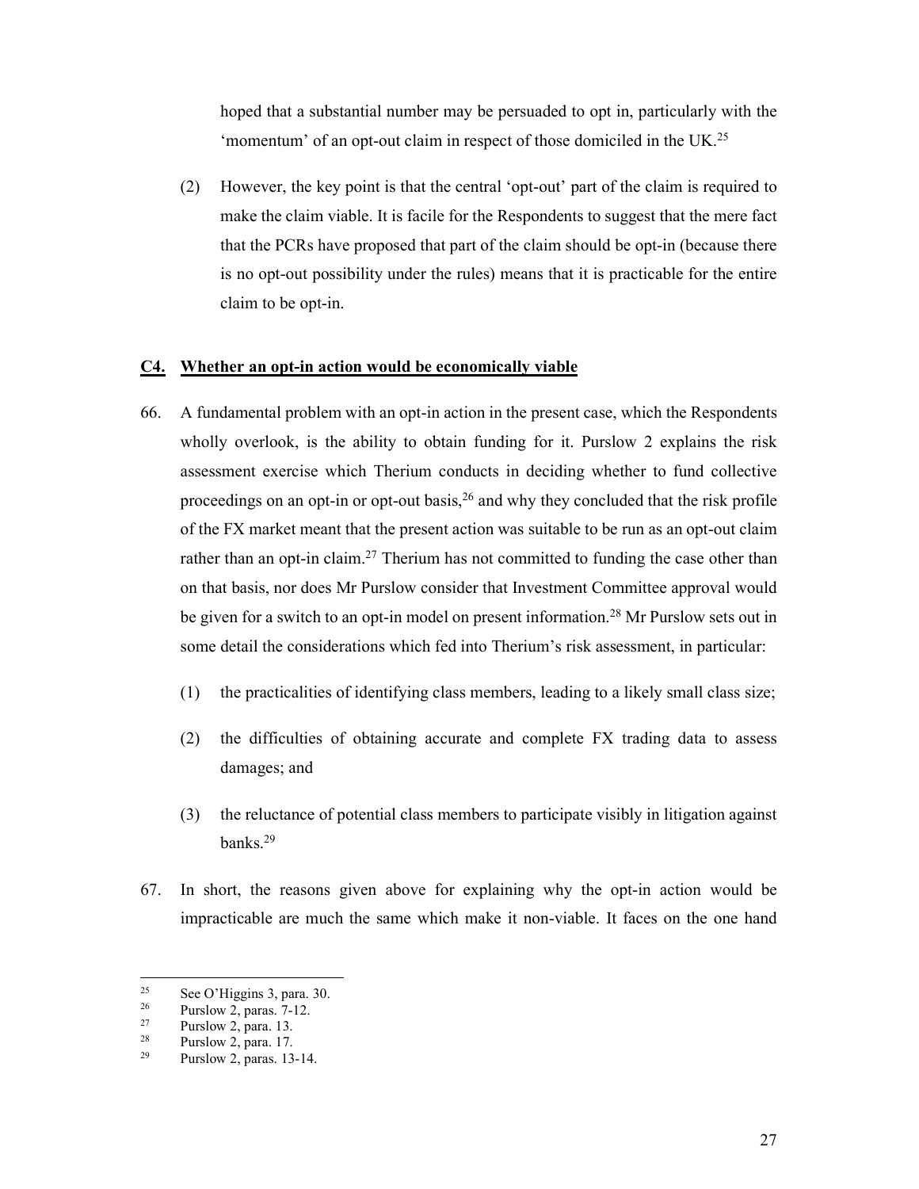hoped that a substantial number may be persuaded to opt in, particularly with the 'momentum' of an opt-out claim in respect of those domiciled in the UK.[25]

(2) However, the key point is that the central 'opt-out' part of the claim is required to make the claim viable. It is facile for the Respondents to suggest that the mere fact that the PCRs have proposed that part of the claim should be opt-in (because there is no opt-out possibility under the rules) means that it is practicable for the entire claim to be opt-in.

### C4. Whether an opt-in action would be economically viable

66. A fundamental problem with an opt-in action in the present case, which the Respondents wholly overlook, is the ability to obtain funding for it. Purslow 2 explains the risk assessment exercise which Therium conducts in deciding whether to fund collective proceedings on an opt-in or opt-out basis,[26] and why they concluded that the risk profile of the FX market meant that the present action was suitable to be run as an opt-out claim rather than an opt-in claim.[27] Therium has not committed to funding the case other than on that basis, nor does Mr Purslow consider that Investment Committee approval would be given for a switch to an opt-in model on present information.[28] Mr Purslow sets out in some detail the considerations which fed into Therium's risk assessment, in particular:

    (1) the practicalities of identifying class members, leading to a likely small class size;

    (2) the difficulties of obtaining accurate and complete FX trading data to assess damages; and

    (3) the reluctance of potential class members to participate visibly in litigation against banks.[29]

67. In short, the reasons given above for explaining why the opt-in action would be impracticable are much the same which make it non-viable. It faces on the one hand

---

[25] See O'Higgins 3, para. 30.

[26] Purslow 2, paras. 7-12.

[27] Purslow 2, para. 13.

[28] Purslow 2, para. 17.

[29] Purslow 2, paras. 13-14.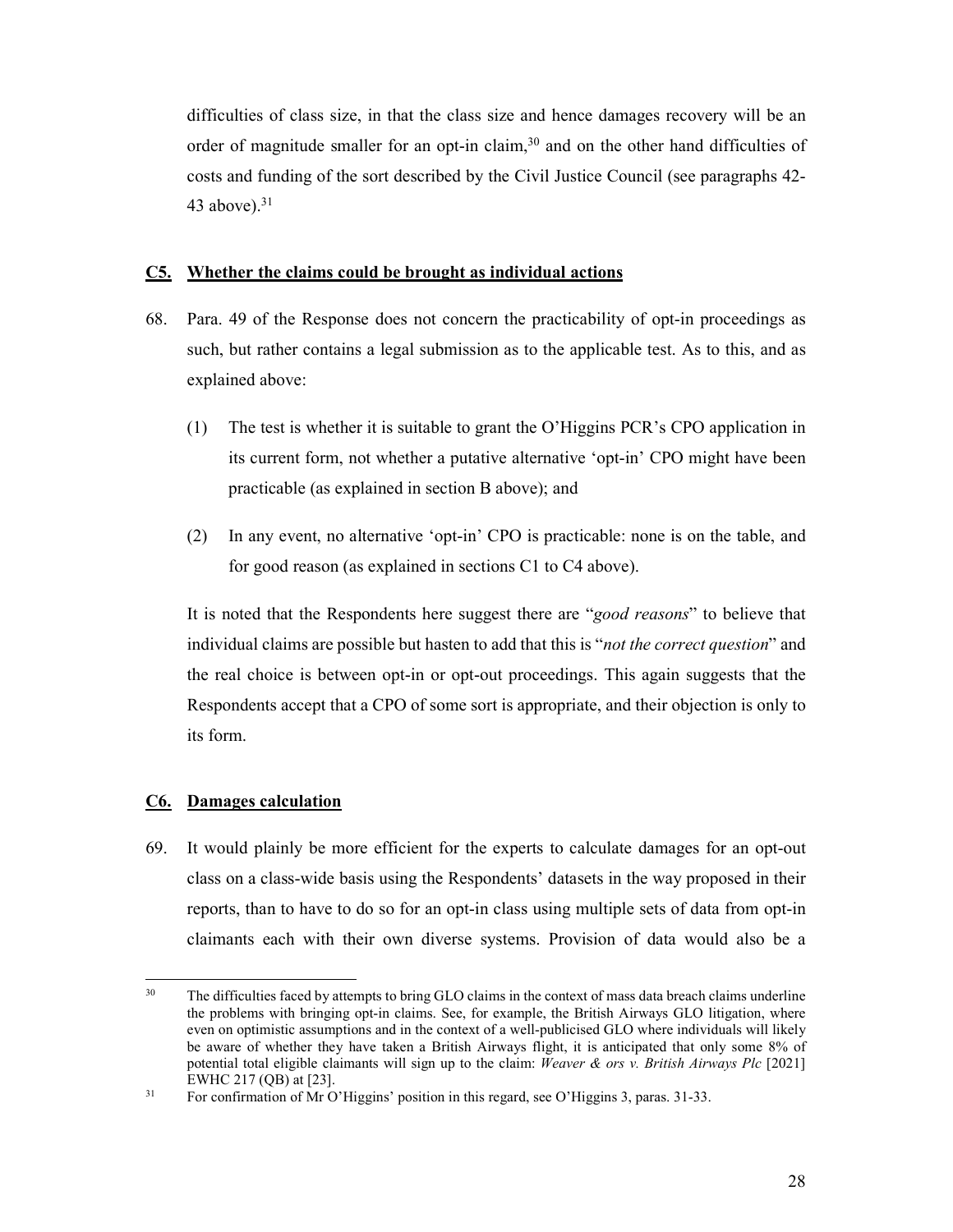difficulties of class size, in that the class size and hence damages recovery will be an order of magnitude smaller for an opt-in claim,[30] and on the other hand difficulties of costs and funding of the sort described by the Civil Justice Council (see paragraphs 42-43 above).[31]

## C5. Whether the claims could be brought as individual actions

68. Para. 49 of the Response does not concern the practicability of opt-in proceedings as such, but rather contains a legal submission as to the applicable test. As to this, and as explained above:

    (1) The test is whether it is suitable to grant the O'Higgins PCR's CPO application in its current form, not whether a putative alternative 'opt-in' CPO might have been practicable (as explained in section B above); and

    (2) In any event, no alternative 'opt-in' CPO is practicable: none is on the table, and for good reason (as explained in sections C1 to C4 above).

    It is noted that the Respondents here suggest there are "*good reasons*" to believe that individual claims are possible but hasten to add that this is "*not the correct question*" and the real choice is between opt-in or opt-out proceedings. This again suggests that the Respondents accept that a CPO of some sort is appropriate, and their objection is only to its form.

## C6. Damages calculation

69. It would plainly be more efficient for the experts to calculate damages for an opt-out class on a class-wide basis using the Respondents' datasets in the way proposed in their reports, than to have to do so for an opt-in class using multiple sets of data from opt-in claimants each with their own diverse systems. Provision of data would also be a

---

[30] The difficulties faced by attempts to bring GLO claims in the context of mass data breach claims underline the problems with bringing opt-in claims. See, for example, the British Airways GLO litigation, where even on optimistic assumptions and in the context of a well-publicised GLO where individuals will likely be aware of whether they have taken a British Airways flight, it is anticipated that only some 8% of potential total eligible claimants will sign up to the claim: *Weaver & ors v. British Airways Plc* [2021] EWHC 217 (QB) at [23].

[31] For confirmation of Mr O'Higgins' position in this regard, see O'Higgins 3, paras. 31-33.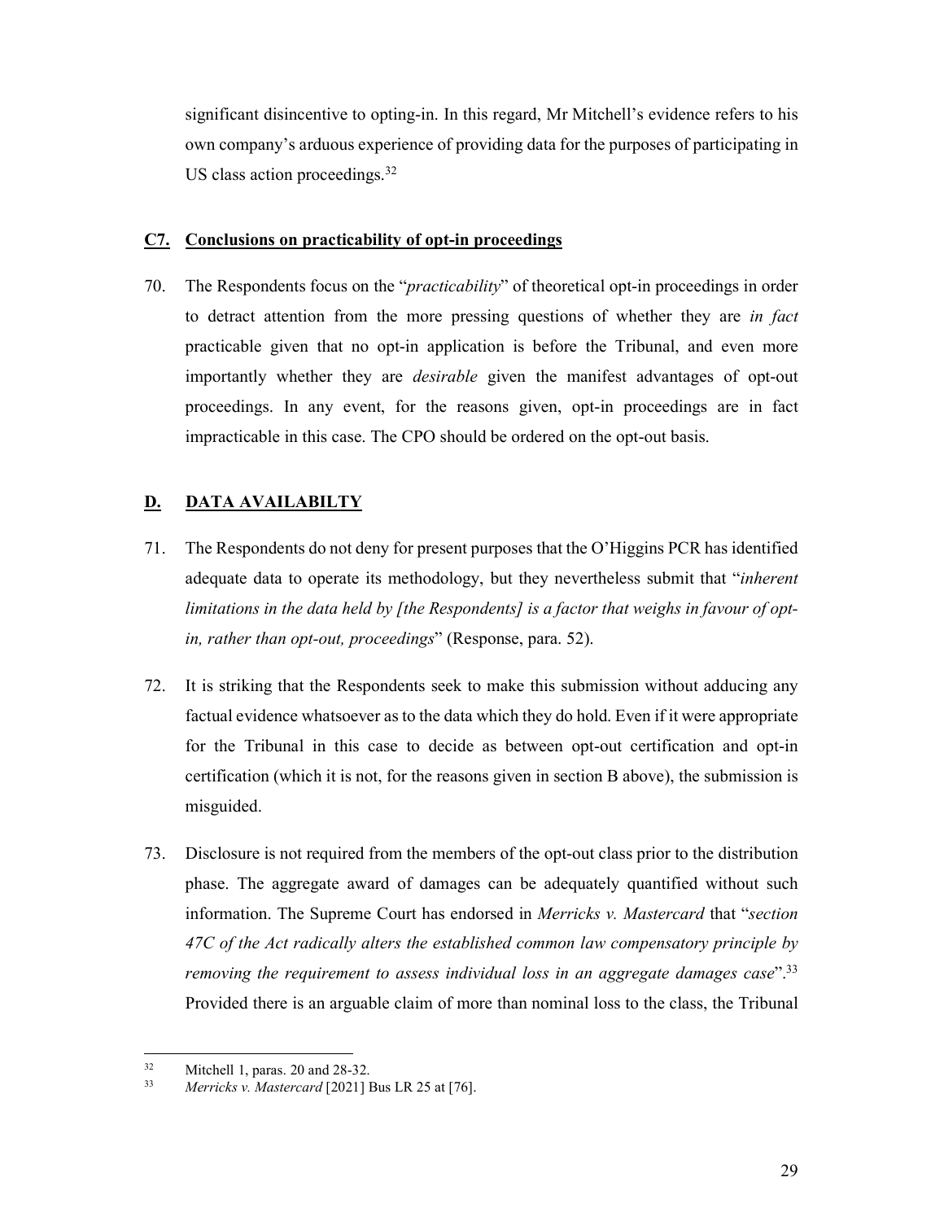significant disincentive to opting-in. In this regard, Mr Mitchell's evidence refers to his own company's arduous experience of providing data for the purposes of participating in US class action proceedings.[32]

### **C7. Conclusions on practicability of opt-in proceedings**

70. The Respondents focus on the "*practicability*" of theoretical opt-in proceedings in order to detract attention from the more pressing questions of whether they are *in fact* practicable given that no opt-in application is before the Tribunal, and even more importantly whether they are *desirable* given the manifest advantages of opt-out proceedings. In any event, for the reasons given, opt-in proceedings are in fact impracticable in this case. The CPO should be ordered on the opt-out basis.

## **D. DATA AVAILABILTY**

71. The Respondents do not deny for present purposes that the O'Higgins PCR has identified adequate data to operate its methodology, but they nevertheless submit that "*inherent limitations in the data held by [the Respondents] is a factor that weighs in favour of opt-in, rather than opt-out, proceedings*" (Response, para. 52).

72. It is striking that the Respondents seek to make this submission without adducing any factual evidence whatsoever as to the data which they do hold. Even if it were appropriate for the Tribunal in this case to decide as between opt-out certification and opt-in certification (which it is not, for the reasons given in section B above), the submission is misguided.

73. Disclosure is not required from the members of the opt-out class prior to the distribution phase. The aggregate award of damages can be adequately quantified without such information. The Supreme Court has endorsed in *Merricks v. Mastercard* that "*section 47C of the Act radically alters the established common law compensatory principle by removing the requirement to assess individual loss in an aggregate damages case*".[33] Provided there is an arguable claim of more than nominal loss to the class, the Tribunal

---

[32] Mitchell 1, paras. 20 and 28-32.

[33] *Merricks v. Mastercard* [2021] Bus LR 25 at [76].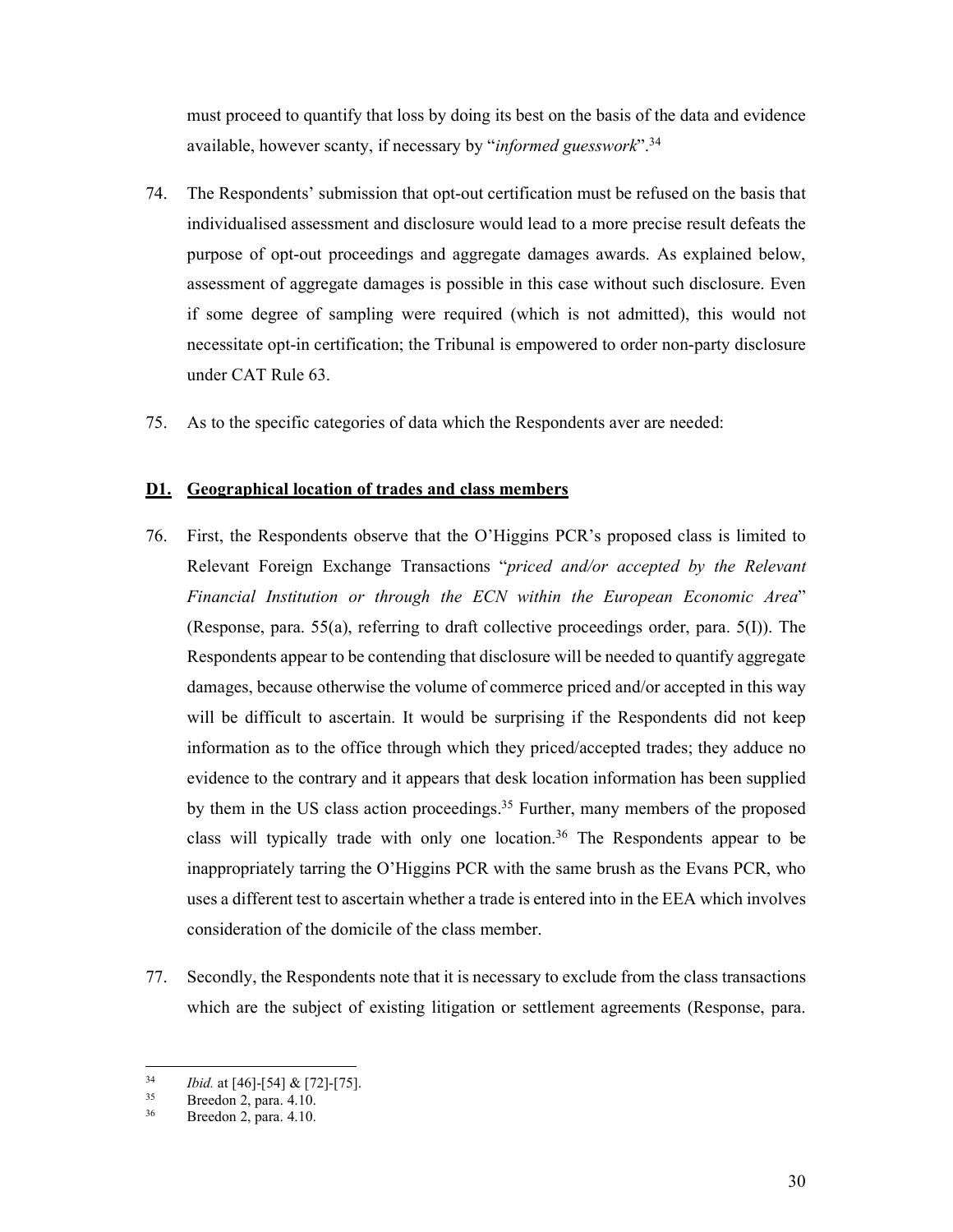must proceed to quantify that loss by doing its best on the basis of the data and evidence available, however scanty, if necessary by "*informed guesswork*".[34]

74. The Respondents' submission that opt-out certification must be refused on the basis that individualised assessment and disclosure would lead to a more precise result defeats the purpose of opt-out proceedings and aggregate damages awards. As explained below, assessment of aggregate damages is possible in this case without such disclosure. Even if some degree of sampling were required (which is not admitted), this would not necessitate opt-in certification; the Tribunal is empowered to order non-party disclosure under CAT Rule 63.

75. As to the specific categories of data which the Respondents aver are needed:

## D1. Geographical location of trades and class members

76. First, the Respondents observe that the O'Higgins PCR's proposed class is limited to Relevant Foreign Exchange Transactions "*priced and/or accepted by the Relevant Financial Institution or through the ECN within the European Economic Area*" (Response, para. 55(a), referring to draft collective proceedings order, para. 5(I)). The Respondents appear to be contending that disclosure will be needed to quantify aggregate damages, because otherwise the volume of commerce priced and/or accepted in this way will be difficult to ascertain. It would be surprising if the Respondents did not keep information as to the office through which they priced/accepted trades; they adduce no evidence to the contrary and it appears that desk location information has been supplied by them in the US class action proceedings.[35] Further, many members of the proposed class will typically trade with only one location.[36] The Respondents appear to be inappropriately tarring the O'Higgins PCR with the same brush as the Evans PCR, who uses a different test to ascertain whether a trade is entered into in the EEA which involves consideration of the domicile of the class member.

77. Secondly, the Respondents note that it is necessary to exclude from the class transactions which are the subject of existing litigation or settlement agreements (Response, para.

---

[34] *Ibid.* at [46]-[54] & [72]-[75].

[35] Breedon 2, para. 4.10.

[36] Breedon 2, para. 4.10.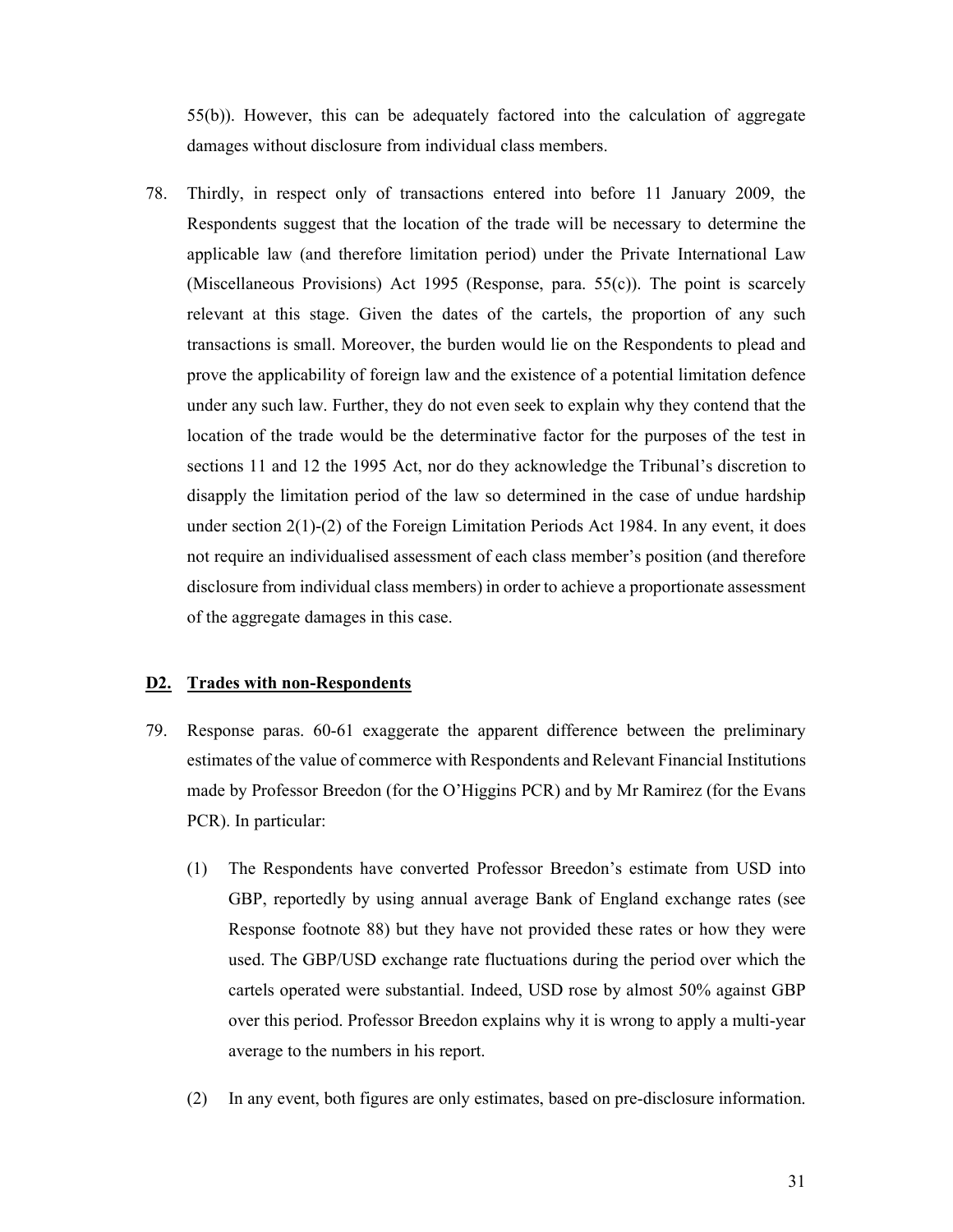55(b)). However, this can be adequately factored into the calculation of aggregate damages without disclosure from individual class members.

78. Thirdly, in respect only of transactions entered into before 11 January 2009, the Respondents suggest that the location of the trade will be necessary to determine the applicable law (and therefore limitation period) under the Private International Law (Miscellaneous Provisions) Act 1995 (Response, para. 55(c)). The point is scarcely relevant at this stage. Given the dates of the cartels, the proportion of any such transactions is small. Moreover, the burden would lie on the Respondents to plead and prove the applicability of foreign law and the existence of a potential limitation defence under any such law. Further, they do not even seek to explain why they contend that the location of the trade would be the determinative factor for the purposes of the test in sections 11 and 12 the 1995 Act, nor do they acknowledge the Tribunal's discretion to disapply the limitation period of the law so determined in the case of undue hardship under section 2(1)-(2) of the Foreign Limitation Periods Act 1984. In any event, it does not require an individualised assessment of each class member's position (and therefore disclosure from individual class members) in order to achieve a proportionate assessment of the aggregate damages in this case.

### D2. Trades with non-Respondents

79. Response paras. 60-61 exaggerate the apparent difference between the preliminary estimates of the value of commerce with Respondents and Relevant Financial Institutions made by Professor Breedon (for the O'Higgins PCR) and by Mr Ramirez (for the Evans PCR). In particular:

    (1) The Respondents have converted Professor Breedon's estimate from USD into GBP, reportedly by using annual average Bank of England exchange rates (see Response footnote 88) but they have not provided these rates or how they were used. The GBP/USD exchange rate fluctuations during the period over which the cartels operated were substantial. Indeed, USD rose by almost 50% against GBP over this period. Professor Breedon explains why it is wrong to apply a multi-year average to the numbers in his report.

    (2) In any event, both figures are only estimates, based on pre-disclosure information.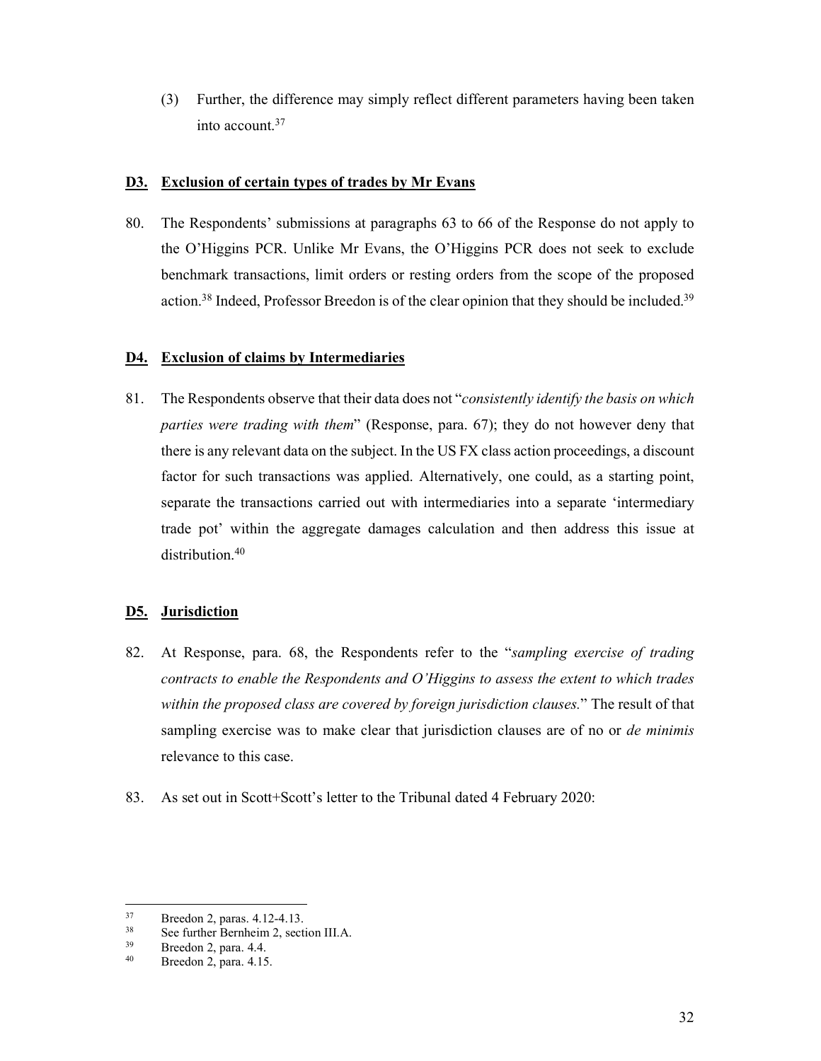(3) Further, the difference may simply reflect different parameters having been taken into account.[37]

### D3. Exclusion of certain types of trades by Mr Evans

80. The Respondents' submissions at paragraphs 63 to 66 of the Response do not apply to the O'Higgins PCR. Unlike Mr Evans, the O'Higgins PCR does not seek to exclude benchmark transactions, limit orders or resting orders from the scope of the proposed action.[38] Indeed, Professor Breedon is of the clear opinion that they should be included.[39]

### D4. Exclusion of claims by Intermediaries

81. The Respondents observe that their data does not "*consistently identify the basis on which parties were trading with them*" (Response, para. 67); they do not however deny that there is any relevant data on the subject. In the US FX class action proceedings, a discount factor for such transactions was applied. Alternatively, one could, as a starting point, separate the transactions carried out with intermediaries into a separate 'intermediary trade pot' within the aggregate damages calculation and then address this issue at distribution.[40]

### D5. Jurisdiction

82. At Response, para. 68, the Respondents refer to the "*sampling exercise of trading contracts to enable the Respondents and O'Higgins to assess the extent to which trades within the proposed class are covered by foreign jurisdiction clauses.*" The result of that sampling exercise was to make clear that jurisdiction clauses are of no or *de minimis* relevance to this case.

83. As set out in Scott+Scott's letter to the Tribunal dated 4 February 2020:

---

[37] Breedon 2, paras. 4.12-4.13.

[38] See further Bernheim 2, section III.A.

[39] Breedon 2, para. 4.4.

[40] Breedon 2, para. 4.15.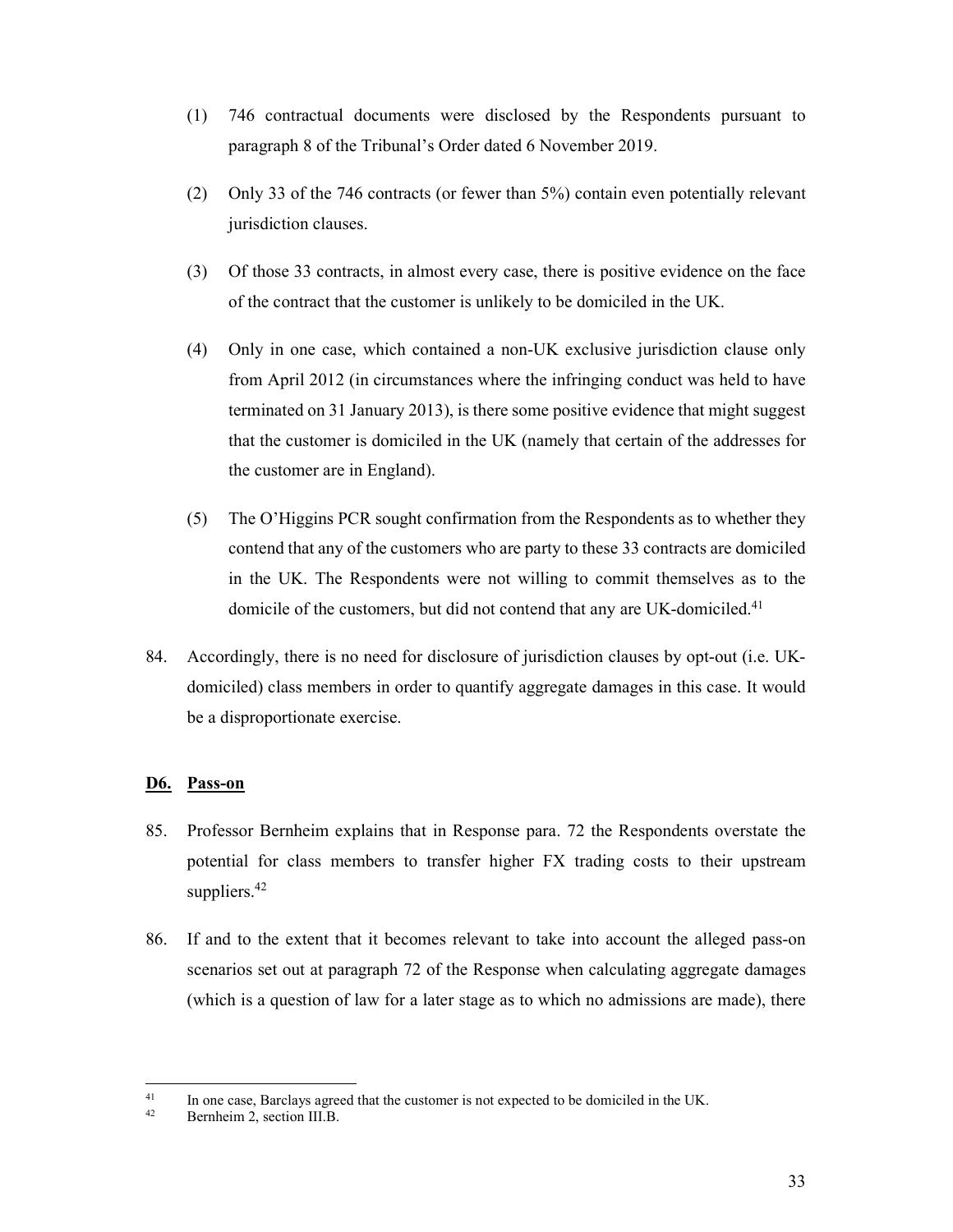(1) 746 contractual documents were disclosed by the Respondents pursuant to paragraph 8 of the Tribunal's Order dated 6 November 2019.

(2) Only 33 of the 746 contracts (or fewer than 5%) contain even potentially relevant jurisdiction clauses.

(3) Of those 33 contracts, in almost every case, there is positive evidence on the face of the contract that the customer is unlikely to be domiciled in the UK.

(4) Only in one case, which contained a non-UK exclusive jurisdiction clause only from April 2012 (in circumstances where the infringing conduct was held to have terminated on 31 January 2013), is there some positive evidence that might suggest that the customer is domiciled in the UK (namely that certain of the addresses for the customer are in England).

(5) The O'Higgins PCR sought confirmation from the Respondents as to whether they contend that any of the customers who are party to these 33 contracts are domiciled in the UK. The Respondents were not willing to commit themselves as to the domicile of the customers, but did not contend that any are UK-domiciled.[41]

84. Accordingly, there is no need for disclosure of jurisdiction clauses by opt-out (i.e. UK-domiciled) class members in order to quantify aggregate damages in this case. It would be a disproportionate exercise.

## D6. Pass-on

85. Professor Bernheim explains that in Response para. 72 the Respondents overstate the potential for class members to transfer higher FX trading costs to their upstream suppliers.[42]

86. If and to the extent that it becomes relevant to take into account the alleged pass-on scenarios set out at paragraph 72 of the Response when calculating aggregate damages (which is a question of law for a later stage as to which no admissions are made), there

---

[41] In one case, Barclays agreed that the customer is not expected to be domiciled in the UK.

[42] Bernheim 2, section III.B.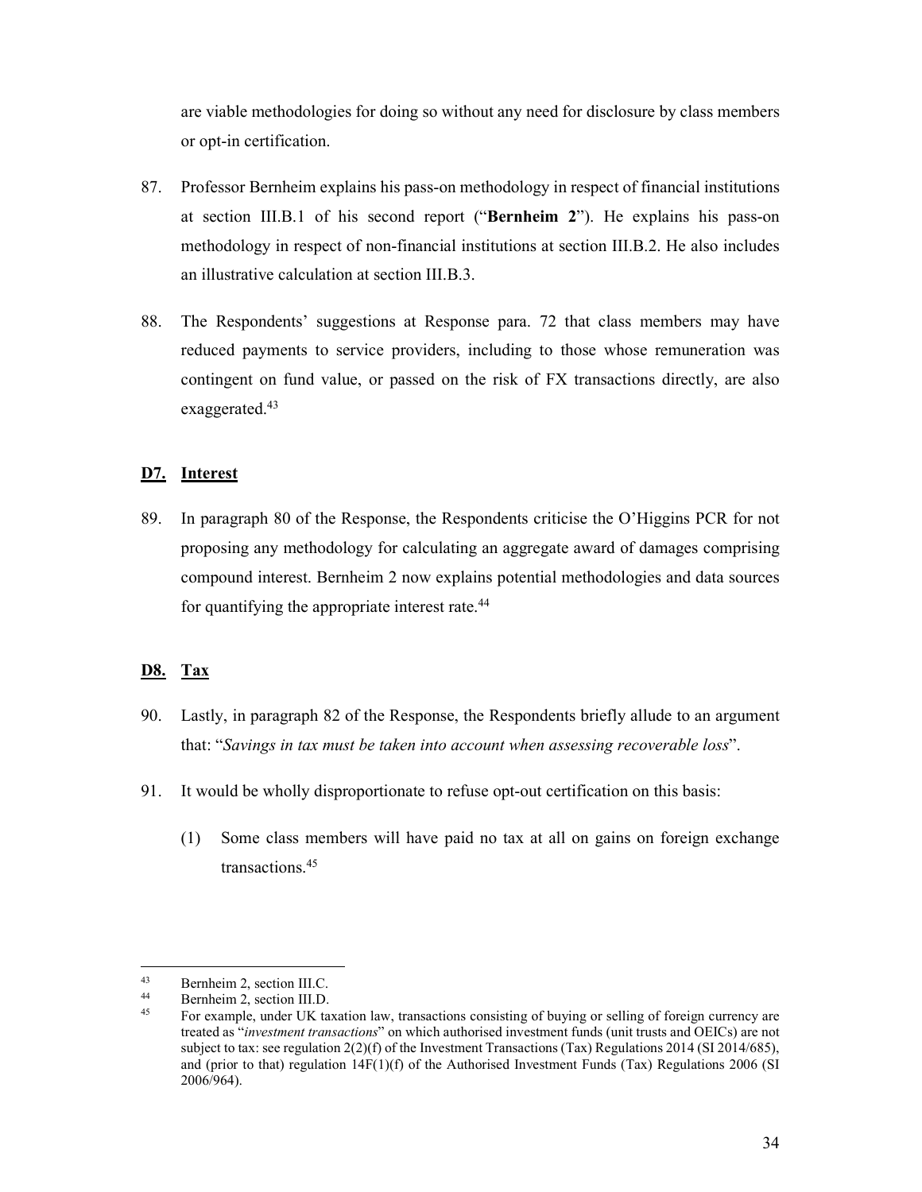are viable methodologies for doing so without any need for disclosure by class members or opt-in certification.

87. Professor Bernheim explains his pass-on methodology in respect of financial institutions at section III.B.1 of his second report ("**Bernheim 2**"). He explains his pass-on methodology in respect of non-financial institutions at section III.B.2. He also includes an illustrative calculation at section III.B.3.

88. The Respondents' suggestions at Response para. 72 that class members may have reduced payments to service providers, including to those whose remuneration was contingent on fund value, or passed on the risk of FX transactions directly, are also exaggerated.[43]

## D7. Interest

89. In paragraph 80 of the Response, the Respondents criticise the O'Higgins PCR for not proposing any methodology for calculating an aggregate award of damages comprising compound interest. Bernheim 2 now explains potential methodologies and data sources for quantifying the appropriate interest rate.[44]

## D8. Tax

90. Lastly, in paragraph 82 of the Response, the Respondents briefly allude to an argument that: "*Savings in tax must be taken into account when assessing recoverable loss*".

91. It would be wholly disproportionate to refuse opt-out certification on this basis:

    (1) Some class members will have paid no tax at all on gains on foreign exchange transactions.[45]

---

[43] Bernheim 2, section III.C.

[44] Bernheim 2, section III.D.

[45] For example, under UK taxation law, transactions consisting of buying or selling of foreign currency are treated as "*investment transactions*" on which authorised investment funds (unit trusts and OEICs) are not subject to tax: see regulation 2(2)(f) of the Investment Transactions (Tax) Regulations 2014 (SI 2014/685), and (prior to that) regulation 14F(1)(f) of the Authorised Investment Funds (Tax) Regulations 2006 (SI 2006/964).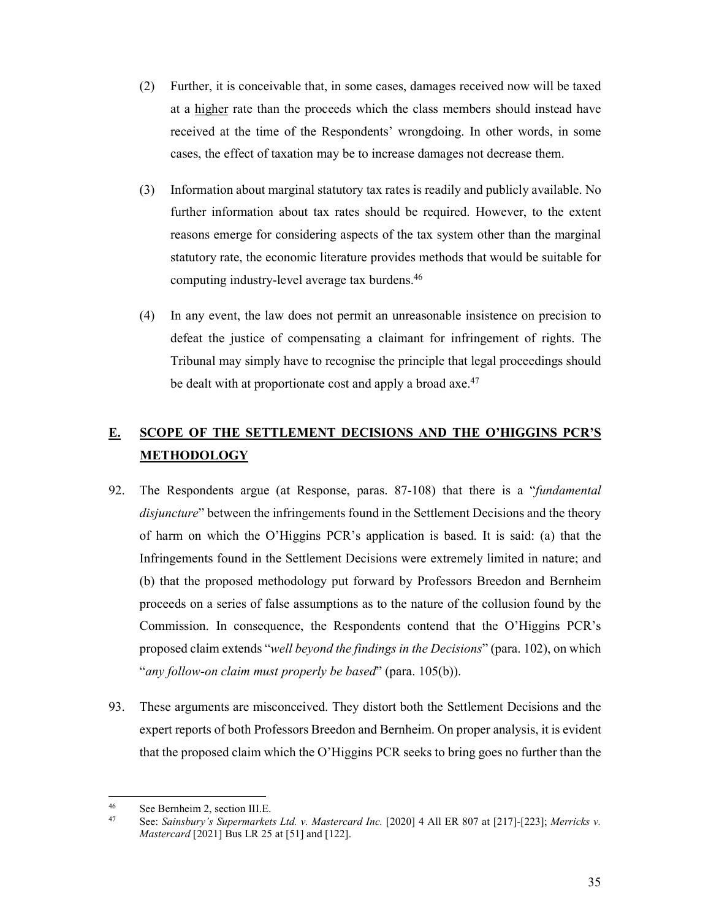(2) Further, it is conceivable that, in some cases, damages received now will be taxed at a <u>higher</u> rate than the proceeds which the class members should instead have received at the time of the Respondents' wrongdoing. In other words, in some cases, the effect of taxation may be to increase damages not decrease them.

(3) Information about marginal statutory tax rates is readily and publicly available. No further information about tax rates should be required. However, to the extent reasons emerge for considering aspects of the tax system other than the marginal statutory rate, the economic literature provides methods that would be suitable for computing industry-level average tax burdens.[46]

(4) In any event, the law does not permit an unreasonable insistence on precision to defeat the justice of compensating a claimant for infringement of rights. The Tribunal may simply have to recognise the principle that legal proceedings should be dealt with at proportionate cost and apply a broad axe.[47]

## <u>E. SCOPE OF THE SETTLEMENT DECISIONS AND THE O'HIGGINS PCR'S METHODOLOGY</u>

92. The Respondents argue (at Response, paras. 87-108) that there is a "*fundamental disjuncture*" between the infringements found in the Settlement Decisions and the theory of harm on which the O'Higgins PCR's application is based. It is said: (a) that the Infringements found in the Settlement Decisions were extremely limited in nature; and (b) that the proposed methodology put forward by Professors Breedon and Bernheim proceeds on a series of false assumptions as to the nature of the collusion found by the Commission. In consequence, the Respondents contend that the O'Higgins PCR's proposed claim extends "*well beyond the findings in the Decisions*" (para. 102), on which "*any follow-on claim must properly be based*" (para. 105(b)).

93. These arguments are misconceived. They distort both the Settlement Decisions and the expert reports of both Professors Breedon and Bernheim. On proper analysis, it is evident that the proposed claim which the O'Higgins PCR seeks to bring goes no further than the

---

[46] See Bernheim 2, section III.E.

[47] See: *Sainsbury's Supermarkets Ltd. v. Mastercard Inc.* [2020] 4 All ER 807 at [217]-[223]; *Merricks v. Mastercard* [2021] Bus LR 25 at [51] and [122].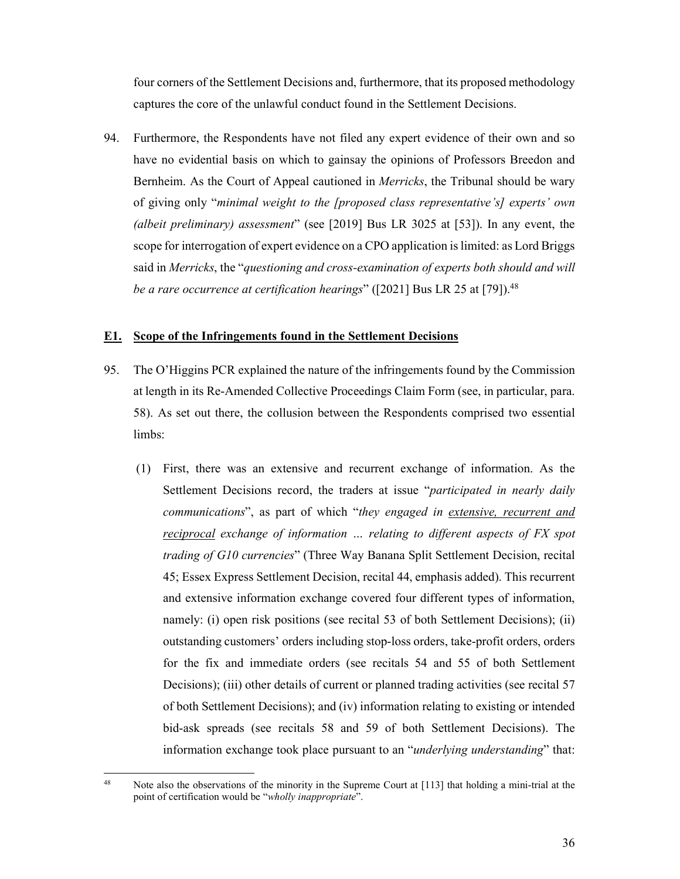four corners of the Settlement Decisions and, furthermore, that its proposed methodology captures the core of the unlawful conduct found in the Settlement Decisions.

94. Furthermore, the Respondents have not filed any expert evidence of their own and so have no evidential basis on which to gainsay the opinions of Professors Breedon and Bernheim. As the Court of Appeal cautioned in *Merricks*, the Tribunal should be wary of giving only "*minimal weight to the [proposed class representative's] experts' own (albeit preliminary) assessment*" (see [2019] Bus LR 3025 at [53]). In any event, the scope for interrogation of expert evidence on a CPO application is limited: as Lord Briggs said in *Merricks*, the "*questioning and cross-examination of experts both should and will be a rare occurrence at certification hearings*" ([2021] Bus LR 25 at [79]).[48]

## E1. Scope of the Infringements found in the Settlement Decisions

95. The O'Higgins PCR explained the nature of the infringements found by the Commission at length in its Re-Amended Collective Proceedings Claim Form (see, in particular, para. 58). As set out there, the collusion between the Respondents comprised two essential limbs:

    (1) First, there was an extensive and recurrent exchange of information. As the Settlement Decisions record, the traders at issue "*participated in nearly daily communications*", as part of which "*they engaged in <u>extensive, recurrent and reciprocal</u> exchange of information … relating to different aspects of FX spot trading of G10 currencies*" (Three Way Banana Split Settlement Decision, recital 45; Essex Express Settlement Decision, recital 44, emphasis added). This recurrent and extensive information exchange covered four different types of information, namely: (i) open risk positions (see recital 53 of both Settlement Decisions); (ii) outstanding customers' orders including stop-loss orders, take-profit orders, orders for the fix and immediate orders (see recitals 54 and 55 of both Settlement Decisions); (iii) other details of current or planned trading activities (see recital 57 of both Settlement Decisions); and (iv) information relating to existing or intended bid-ask spreads (see recitals 58 and 59 of both Settlement Decisions). The information exchange took place pursuant to an "*underlying understanding*" that:

---

[48] Note also the observations of the minority in the Supreme Court at [113] that holding a mini-trial at the point of certification would be "*wholly inappropriate*".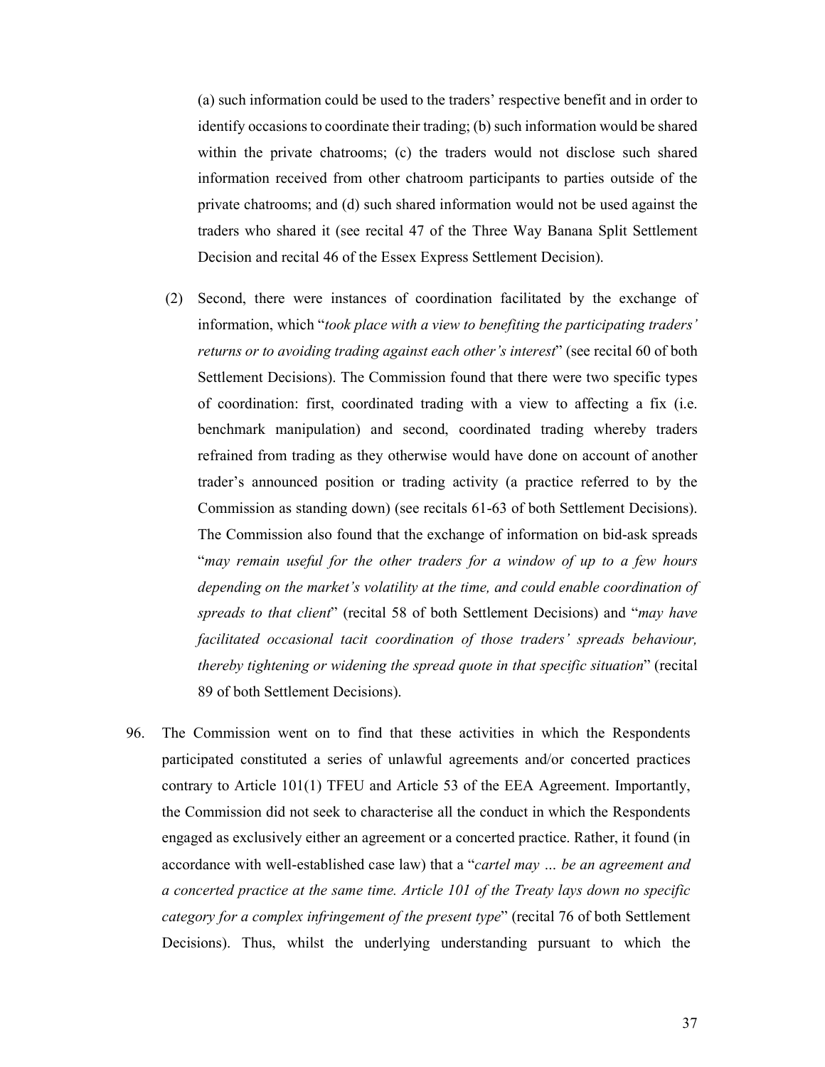(a) such information could be used to the traders' respective benefit and in order to identify occasions to coordinate their trading; (b) such information would be shared within the private chatrooms; (c) the traders would not disclose such shared information received from other chatroom participants to parties outside of the private chatrooms; and (d) such shared information would not be used against the traders who shared it (see recital 47 of the Three Way Banana Split Settlement Decision and recital 46 of the Essex Express Settlement Decision).

(2) Second, there were instances of coordination facilitated by the exchange of information, which "*took place with a view to benefiting the participating traders' returns or to avoiding trading against each other's interest*" (see recital 60 of both Settlement Decisions). The Commission found that there were two specific types of coordination: first, coordinated trading with a view to affecting a fix (i.e. benchmark manipulation) and second, coordinated trading whereby traders refrained from trading as they otherwise would have done on account of another trader's announced position or trading activity (a practice referred to by the Commission as standing down) (see recitals 61-63 of both Settlement Decisions). The Commission also found that the exchange of information on bid-ask spreads "*may remain useful for the other traders for a window of up to a few hours depending on the market's volatility at the time, and could enable coordination of spreads to that client*" (recital 58 of both Settlement Decisions) and "*may have facilitated occasional tacit coordination of those traders' spreads behaviour, thereby tightening or widening the spread quote in that specific situation*" (recital 89 of both Settlement Decisions).

96. The Commission went on to find that these activities in which the Respondents participated constituted a series of unlawful agreements and/or concerted practices contrary to Article 101(1) TFEU and Article 53 of the EEA Agreement. Importantly, the Commission did not seek to characterise all the conduct in which the Respondents engaged as exclusively either an agreement or a concerted practice. Rather, it found (in accordance with well-established case law) that a "*cartel may … be an agreement and a concerted practice at the same time. Article 101 of the Treaty lays down no specific category for a complex infringement of the present type*" (recital 76 of both Settlement Decisions). Thus, whilst the underlying understanding pursuant to which the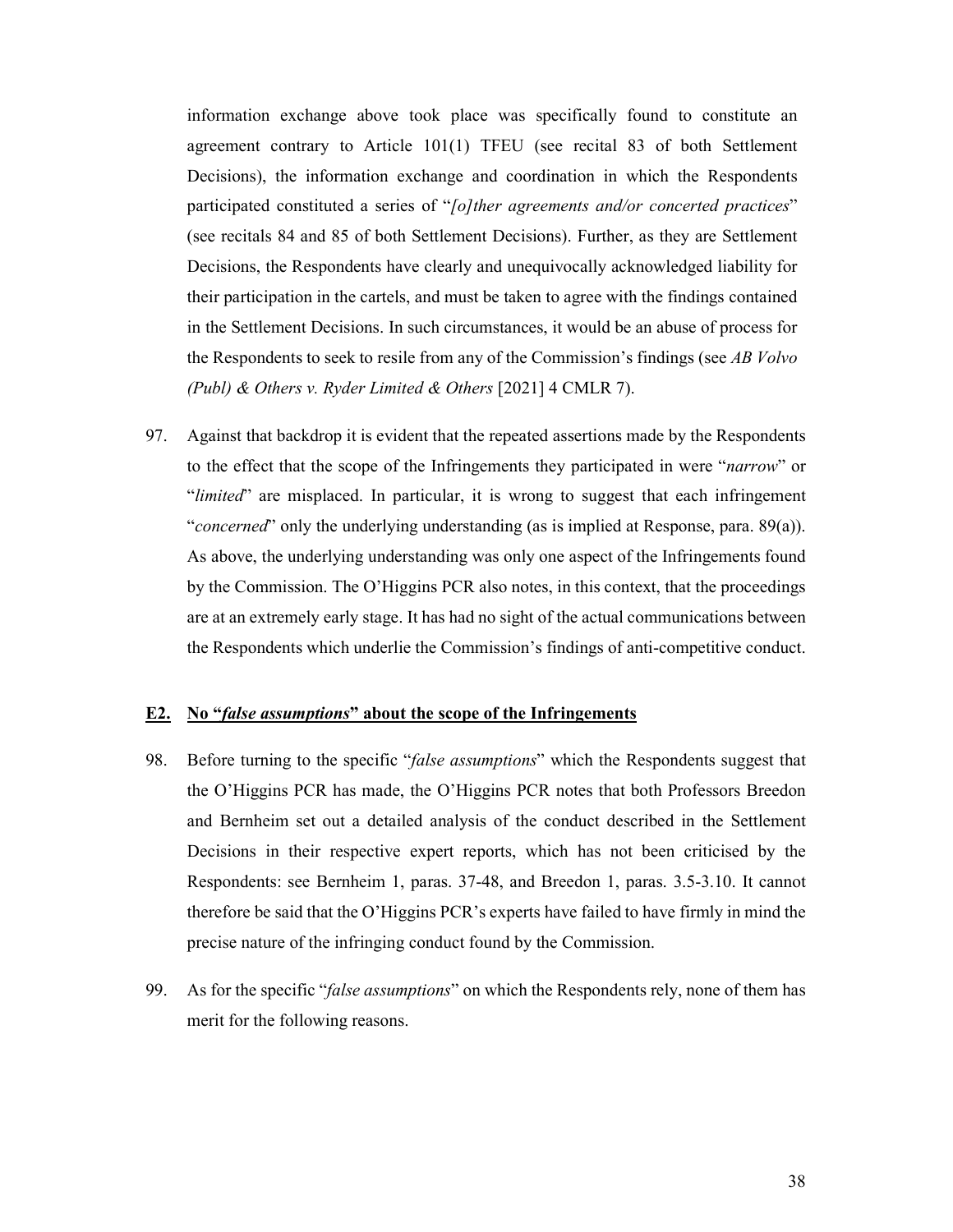information exchange above took place was specifically found to constitute an agreement contrary to Article 101(1) TFEU (see recital 83 of both Settlement Decisions), the information exchange and coordination in which the Respondents participated constituted a series of "*[o]ther agreements and/or concerted practices*" (see recitals 84 and 85 of both Settlement Decisions). Further, as they are Settlement Decisions, the Respondents have clearly and unequivocally acknowledged liability for their participation in the cartels, and must be taken to agree with the findings contained in the Settlement Decisions. In such circumstances, it would be an abuse of process for the Respondents to seek to resile from any of the Commission's findings (see *AB Volvo (Publ) & Others v. Ryder Limited & Others* [2021] 4 CMLR 7).

97. Against that backdrop it is evident that the repeated assertions made by the Respondents to the effect that the scope of the Infringements they participated in were "*narrow*" or "*limited*" are misplaced. In particular, it is wrong to suggest that each infringement "*concerned*" only the underlying understanding (as is implied at Response, para. 89(a)). As above, the underlying understanding was only one aspect of the Infringements found by the Commission. The O'Higgins PCR also notes, in this context, that the proceedings are at an extremely early stage. It has had no sight of the actual communications between the Respondents which underlie the Commission's findings of anti-competitive conduct.

### **E2. No "*false assumptions*" about the scope of the Infringements**

98. Before turning to the specific "*false assumptions*" which the Respondents suggest that the O'Higgins PCR has made, the O'Higgins PCR notes that both Professors Breedon and Bernheim set out a detailed analysis of the conduct described in the Settlement Decisions in their respective expert reports, which has not been criticised by the Respondents: see Bernheim 1, paras. 37-48, and Breedon 1, paras. 3.5-3.10. It cannot therefore be said that the O'Higgins PCR's experts have failed to have firmly in mind the precise nature of the infringing conduct found by the Commission.

99. As for the specific "*false assumptions*" on which the Respondents rely, none of them has merit for the following reasons.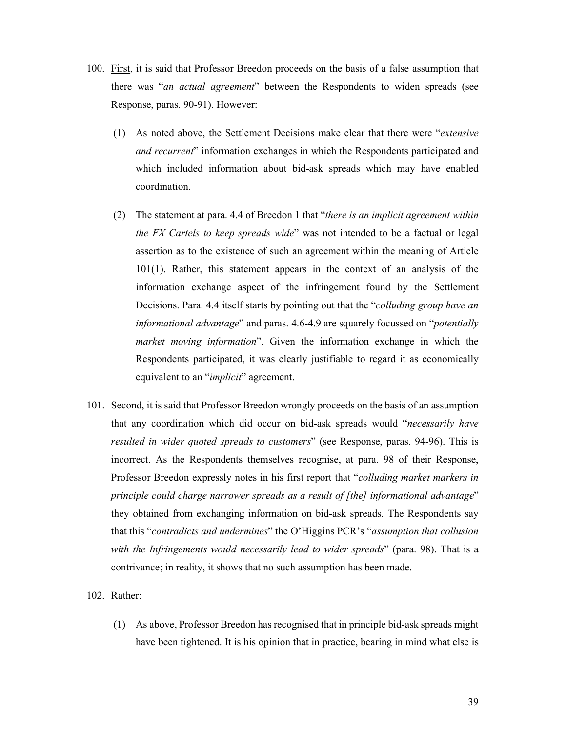100. First, it is said that Professor Breedon proceeds on the basis of a false assumption that there was "*an actual agreement*" between the Respondents to widen spreads (see Response, paras. 90-91). However:

    (1) As noted above, the Settlement Decisions make clear that there were "*extensive and recurrent*" information exchanges in which the Respondents participated and which included information about bid-ask spreads which may have enabled coordination.

    (2) The statement at para. 4.4 of Breedon 1 that "*there is an implicit agreement within the FX Cartels to keep spreads wide*" was not intended to be a factual or legal assertion as to the existence of such an agreement within the meaning of Article 101(1). Rather, this statement appears in the context of an analysis of the information exchange aspect of the infringement found by the Settlement Decisions. Para. 4.4 itself starts by pointing out that the "*colluding group have an informational advantage*" and paras. 4.6-4.9 are squarely focussed on "*potentially market moving information*". Given the information exchange in which the Respondents participated, it was clearly justifiable to regard it as economically equivalent to an "*implicit*" agreement.

101. Second, it is said that Professor Breedon wrongly proceeds on the basis of an assumption that any coordination which did occur on bid-ask spreads would "*necessarily have resulted in wider quoted spreads to customers*" (see Response, paras. 94-96). This is incorrect. As the Respondents themselves recognise, at para. 98 of their Response, Professor Breedon expressly notes in his first report that "*colluding market markers in principle could charge narrower spreads as a result of [the] informational advantage*" they obtained from exchanging information on bid-ask spreads. The Respondents say that this "*contradicts and undermines*" the O'Higgins PCR's "*assumption that collusion with the Infringements would necessarily lead to wider spreads*" (para. 98). That is a contrivance; in reality, it shows that no such assumption has been made.

102. Rather:

    (1) As above, Professor Breedon has recognised that in principle bid-ask spreads might have been tightened. It is his opinion that in practice, bearing in mind what else is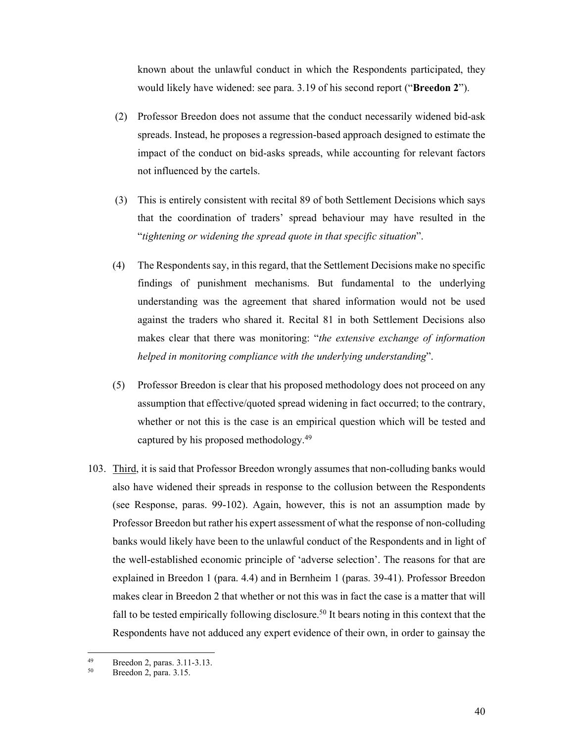known about the unlawful conduct in which the Respondents participated, they would likely have widened: see para. 3.19 of his second report ("**Breedon 2**").

(2) Professor Breedon does not assume that the conduct necessarily widened bid-ask spreads. Instead, he proposes a regression-based approach designed to estimate the impact of the conduct on bid-asks spreads, while accounting for relevant factors not influenced by the cartels.

(3) This is entirely consistent with recital 89 of both Settlement Decisions which says that the coordination of traders' spread behaviour may have resulted in the "*tightening or widening the spread quote in that specific situation*".

(4) The Respondents say, in this regard, that the Settlement Decisions make no specific findings of punishment mechanisms. But fundamental to the underlying understanding was the agreement that shared information would not be used against the traders who shared it. Recital 81 in both Settlement Decisions also makes clear that there was monitoring: "*the extensive exchange of information helped in monitoring compliance with the underlying understanding*".

(5) Professor Breedon is clear that his proposed methodology does not proceed on any assumption that effective/quoted spread widening in fact occurred; to the contrary, whether or not this is the case is an empirical question which will be tested and captured by his proposed methodology.[49]

103. Third, it is said that Professor Breedon wrongly assumes that non-colluding banks would also have widened their spreads in response to the collusion between the Respondents (see Response, paras. 99-102). Again, however, this is not an assumption made by Professor Breedon but rather his expert assessment of what the response of non-colluding banks would likely have been to the unlawful conduct of the Respondents and in light of the well-established economic principle of 'adverse selection'. The reasons for that are explained in Breedon 1 (para. 4.4) and in Bernheim 1 (paras. 39-41). Professor Breedon makes clear in Breedon 2 that whether or not this was in fact the case is a matter that will fall to be tested empirically following disclosure.[50] It bears noting in this context that the Respondents have not adduced any expert evidence of their own, in order to gainsay the

---

[49] Breedon 2, paras. 3.11-3.13.

[50] Breedon 2, para. 3.15.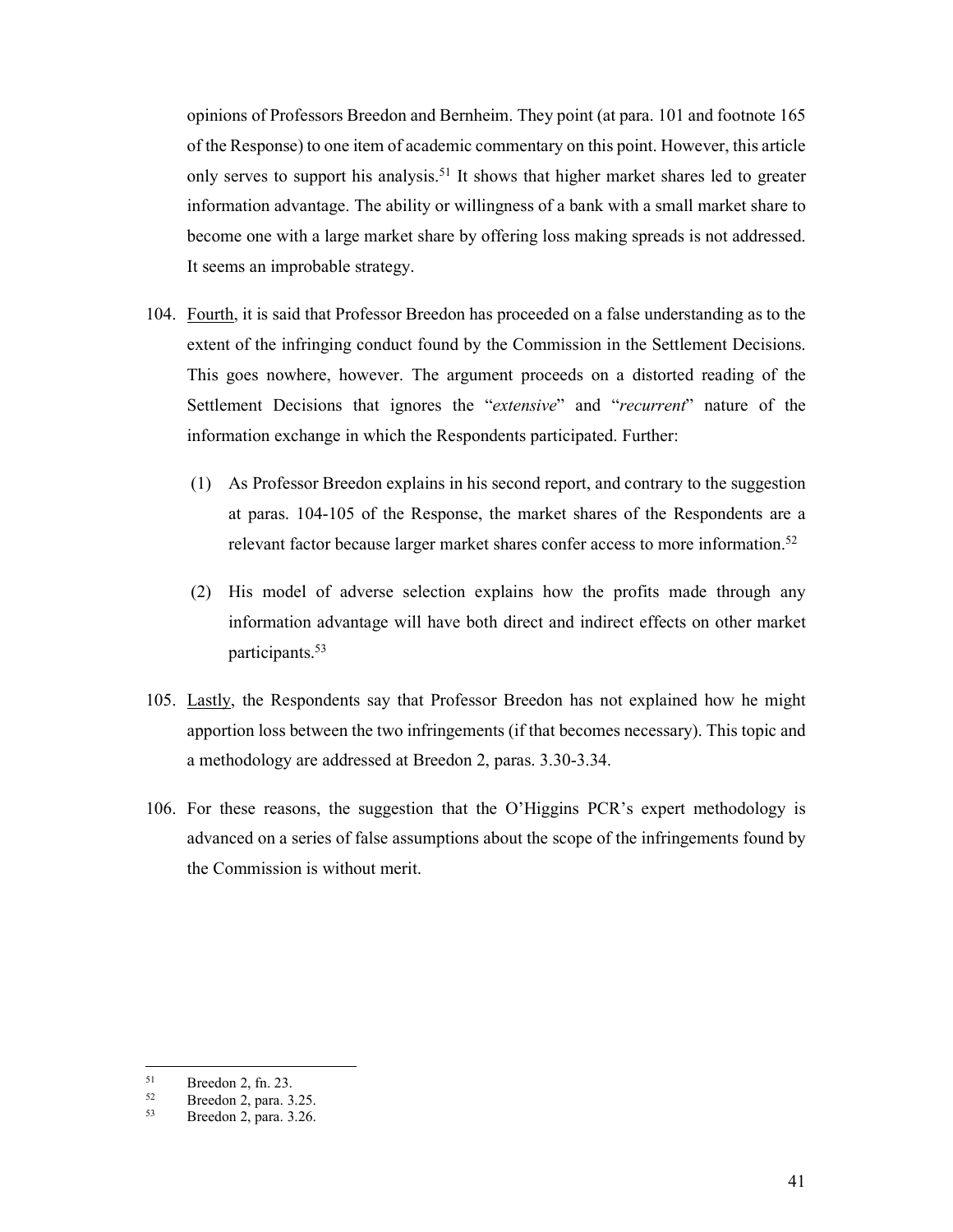opinions of Professors Breedon and Bernheim. They point (at para. 101 and footnote 165 of the Response) to one item of academic commentary on this point. However, this article only serves to support his analysis.[51] It shows that higher market shares led to greater information advantage. The ability or willingness of a bank with a small market share to become one with a large market share by offering loss making spreads is not addressed. It seems an improbable strategy.

104. Fourth, it is said that Professor Breedon has proceeded on a false understanding as to the extent of the infringing conduct found by the Commission in the Settlement Decisions. This goes nowhere, however. The argument proceeds on a distorted reading of the Settlement Decisions that ignores the "*extensive*" and "*recurrent*" nature of the information exchange in which the Respondents participated. Further:

    (1) As Professor Breedon explains in his second report, and contrary to the suggestion at paras. 104-105 of the Response, the market shares of the Respondents are a relevant factor because larger market shares confer access to more information.[52]

    (2) His model of adverse selection explains how the profits made through any information advantage will have both direct and indirect effects on other market participants.[53]

105. Lastly, the Respondents say that Professor Breedon has not explained how he might apportion loss between the two infringements (if that becomes necessary). This topic and a methodology are addressed at Breedon 2, paras. 3.30-3.34.

106. For these reasons, the suggestion that the O'Higgins PCR's expert methodology is advanced on a series of false assumptions about the scope of the infringements found by the Commission is without merit.

---

[51] Breedon 2, fn. 23.

[52] Breedon 2, para. 3.25.

[53] Breedon 2, para. 3.26.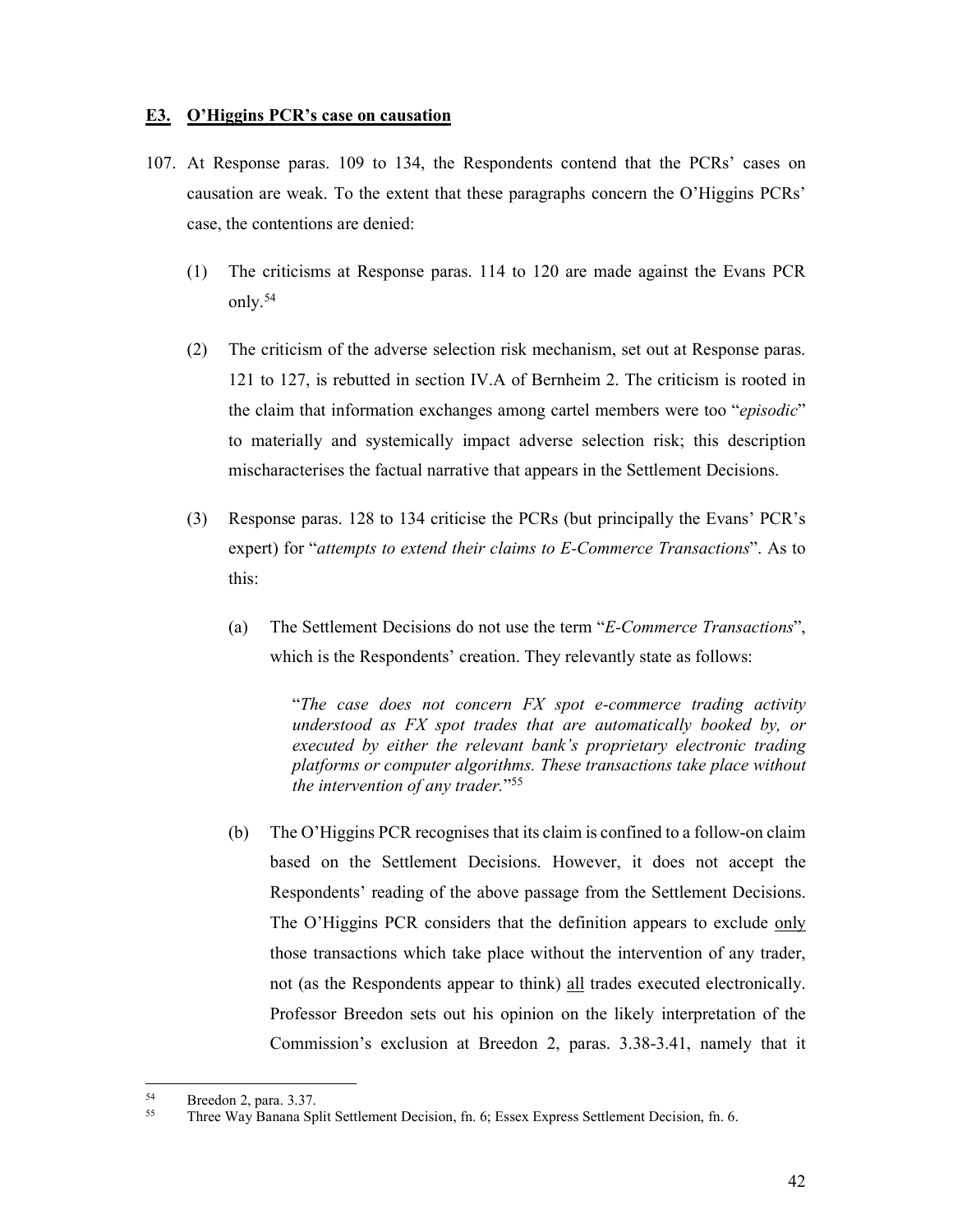### **E3. O'Higgins PCR's case on causation**

107. At Response paras. 109 to 134, the Respondents contend that the PCRs' cases on causation are weak. To the extent that these paragraphs concern the O'Higgins PCRs' case, the contentions are denied:

   (1) The criticisms at Response paras. 114 to 120 are made against the Evans PCR only.[54]

   (2) The criticism of the adverse selection risk mechanism, set out at Response paras. 121 to 127, is rebutted in section IV.A of Bernheim 2. The criticism is rooted in the claim that information exchanges among cartel members were too "*episodic*" to materially and systemically impact adverse selection risk; this description mischaracterises the factual narrative that appears in the Settlement Decisions.

   (3) Response paras. 128 to 134 criticise the PCRs (but principally the Evans' PCR's expert) for "*attempts to extend their claims to E-Commerce Transactions*". As to this:

      (a) The Settlement Decisions do not use the term "*E-Commerce Transactions*", which is the Respondents' creation. They relevantly state as follows:

      > "*The case does not concern FX spot e-commerce trading activity understood as FX spot trades that are automatically booked by, or executed by either the relevant bank's proprietary electronic trading platforms or computer algorithms. These transactions take place without the intervention of any trader.*"[55]

      (b) The O'Higgins PCR recognises that its claim is confined to a follow-on claim based on the Settlement Decisions. However, it does not accept the Respondents' reading of the above passage from the Settlement Decisions. The O'Higgins PCR considers that the definition appears to exclude <u>only</u> those transactions which take place without the intervention of any trader, not (as the Respondents appear to think) <u>all</u> trades executed electronically. Professor Breedon sets out his opinion on the likely interpretation of the Commission's exclusion at Breedon 2, paras. 3.38-3.41, namely that it

---

[54] Breedon 2, para. 3.37.

[55] Three Way Banana Split Settlement Decision, fn. 6; Essex Express Settlement Decision, fn. 6.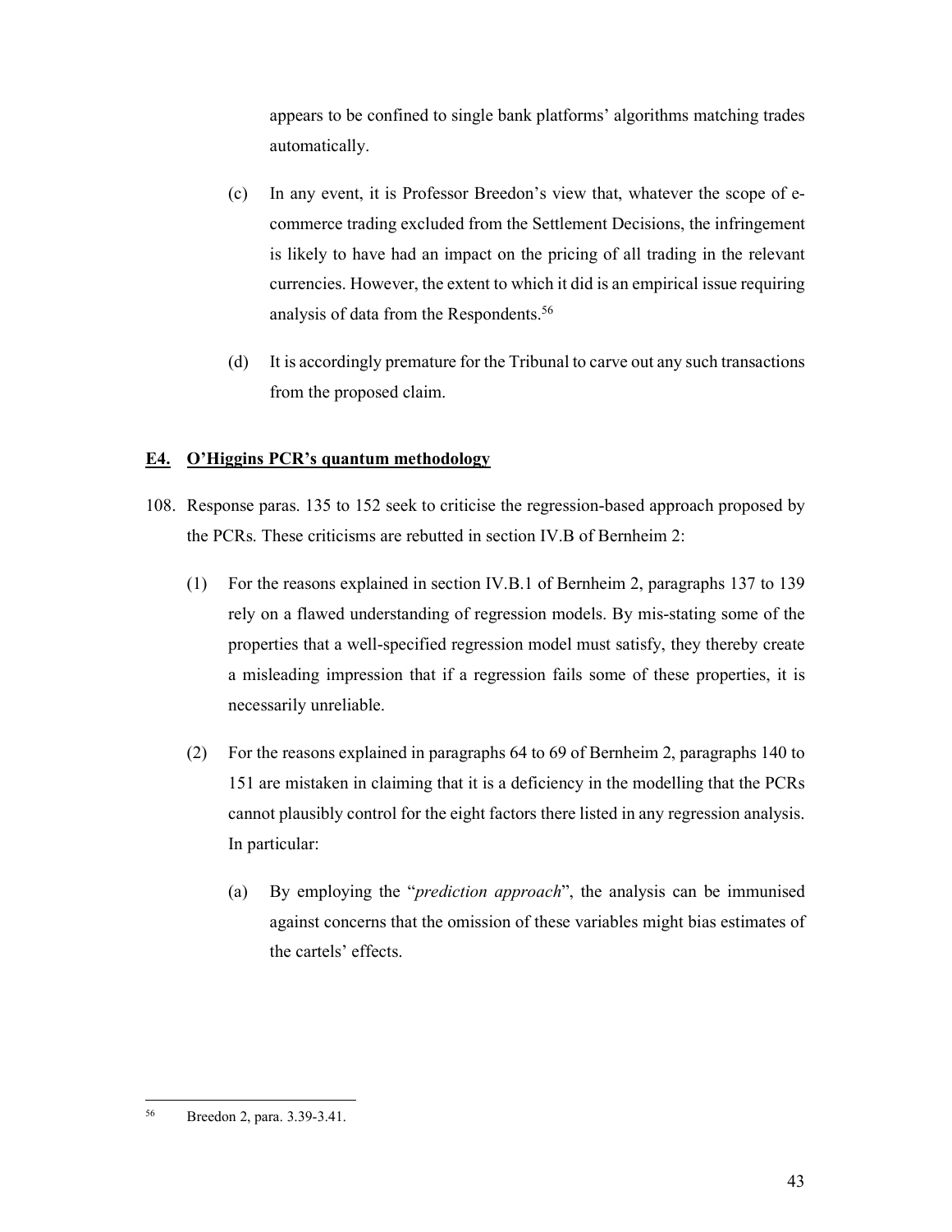appears to be confined to single bank platforms' algorithms matching trades automatically.

(c) In any event, it is Professor Breedon's view that, whatever the scope of e-commerce trading excluded from the Settlement Decisions, the infringement is likely to have had an impact on the pricing of all trading in the relevant currencies. However, the extent to which it did is an empirical issue requiring analysis of data from the Respondents.[56]

(d) It is accordingly premature for the Tribunal to carve out any such transactions from the proposed claim.

## E4. O'Higgins PCR's quantum methodology

108. Response paras. 135 to 152 seek to criticise the regression-based approach proposed by the PCRs. These criticisms are rebutted in section IV.B of Bernheim 2:

(1) For the reasons explained in section IV.B.1 of Bernheim 2, paragraphs 137 to 139 rely on a flawed understanding of regression models. By mis-stating some of the properties that a well-specified regression model must satisfy, they thereby create a misleading impression that if a regression fails some of these properties, it is necessarily unreliable.

(2) For the reasons explained in paragraphs 64 to 69 of Bernheim 2, paragraphs 140 to 151 are mistaken in claiming that it is a deficiency in the modelling that the PCRs cannot plausibly control for the eight factors there listed in any regression analysis. In particular:

(a) By employing the "*prediction approach*", the analysis can be immunised against concerns that the omission of these variables might bias estimates of the cartels' effects.

---

[56] Breedon 2, para. 3.39-3.41.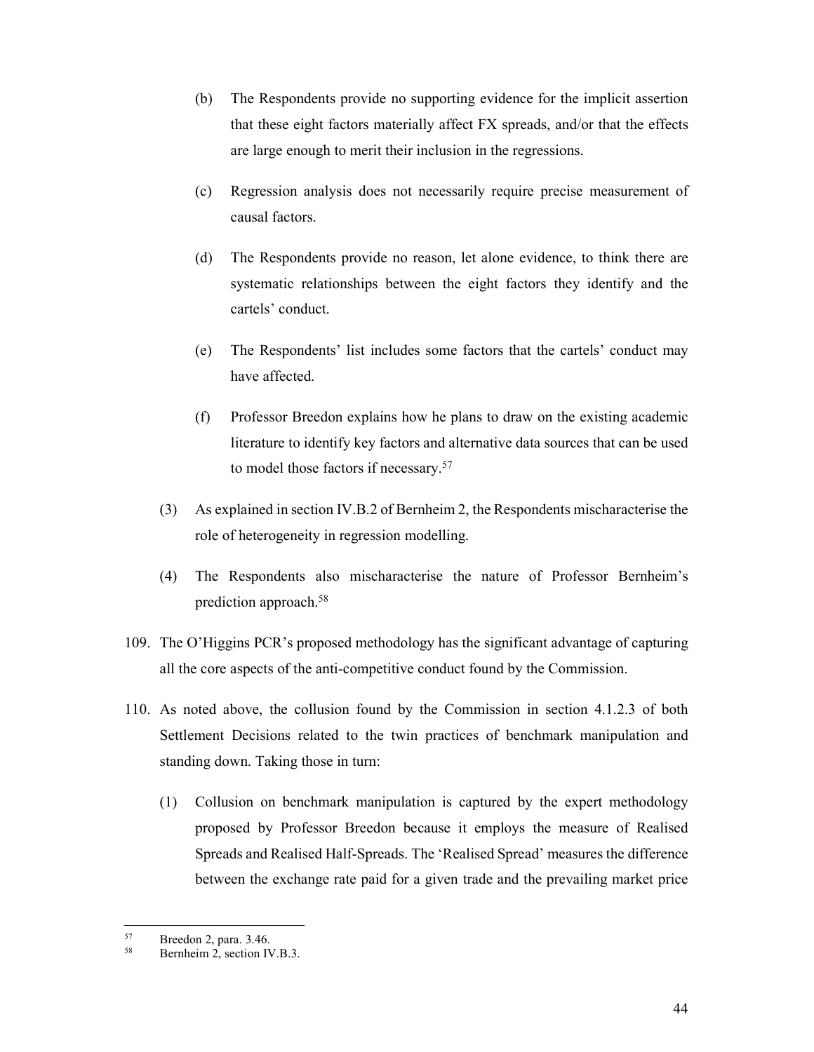(b) The Respondents provide no supporting evidence for the implicit assertion that these eight factors materially affect FX spreads, and/or that the effects are large enough to merit their inclusion in the regressions.

(c) Regression analysis does not necessarily require precise measurement of causal factors.

(d) The Respondents provide no reason, let alone evidence, to think there are systematic relationships between the eight factors they identify and the cartels' conduct.

(e) The Respondents' list includes some factors that the cartels' conduct may have affected.

(f) Professor Breedon explains how he plans to draw on the existing academic literature to identify key factors and alternative data sources that can be used to model those factors if necessary.[57]

(3) As explained in section IV.B.2 of Bernheim 2, the Respondents mischaracterise the role of heterogeneity in regression modelling.

(4) The Respondents also mischaracterise the nature of Professor Bernheim's prediction approach.[58]

109. The O'Higgins PCR's proposed methodology has the significant advantage of capturing all the core aspects of the anti-competitive conduct found by the Commission.

110. As noted above, the collusion found by the Commission in section 4.1.2.3 of both Settlement Decisions related to the twin practices of benchmark manipulation and standing down. Taking those in turn:

(1) Collusion on benchmark manipulation is captured by the expert methodology proposed by Professor Breedon because it employs the measure of Realised Spreads and Realised Half-Spreads. The 'Realised Spread' measures the difference between the exchange rate paid for a given trade and the prevailing market price

---

[57] Breedon 2, para. 3.46.

[58] Bernheim 2, section IV.B.3.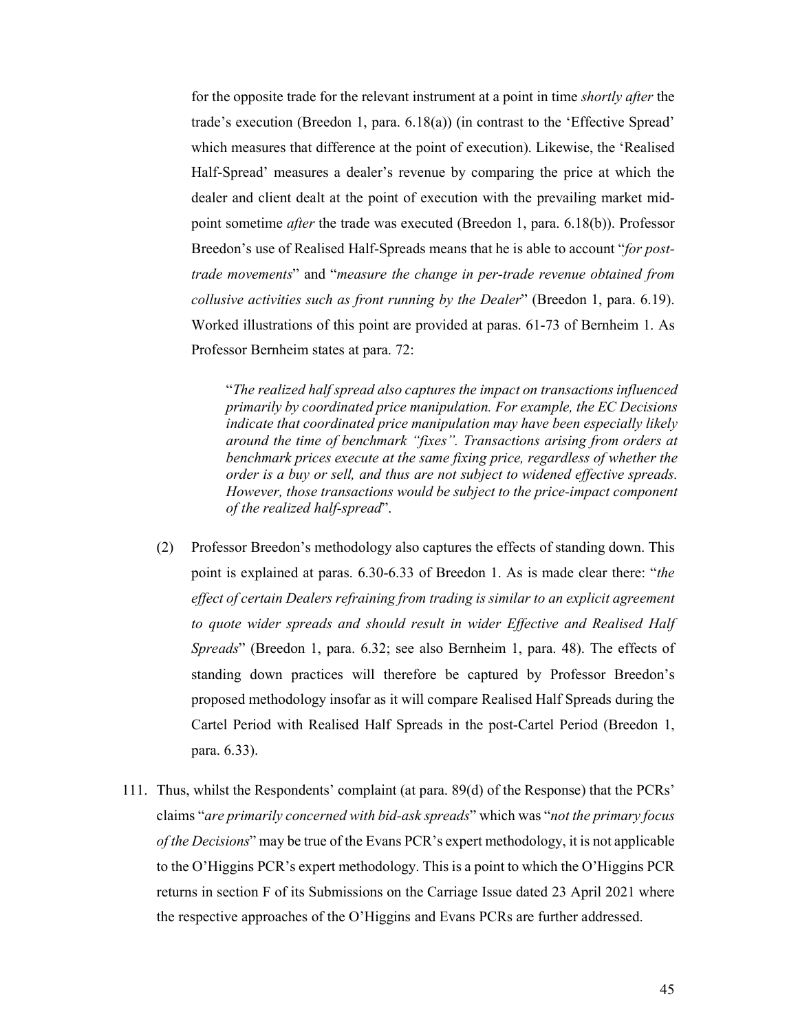for the opposite trade for the relevant instrument at a point in time *shortly after* the trade's execution (Breedon 1, para. 6.18(a)) (in contrast to the 'Effective Spread' which measures that difference at the point of execution). Likewise, the 'Realised Half-Spread' measures a dealer's revenue by comparing the price at which the dealer and client dealt at the point of execution with the prevailing market mid-point sometime *after* the trade was executed (Breedon 1, para. 6.18(b)). Professor Breedon's use of Realised Half-Spreads means that he is able to account "*for post-trade movements*" and "*measure the change in per-trade revenue obtained from collusive activities such as front running by the Dealer*" (Breedon 1, para. 6.19). Worked illustrations of this point are provided at paras. 61-73 of Bernheim 1. As Professor Bernheim states at para. 72:

> "*The realized half spread also captures the impact on transactions influenced primarily by coordinated price manipulation. For example, the EC Decisions indicate that coordinated price manipulation may have been especially likely around the time of benchmark "fixes". Transactions arising from orders at benchmark prices execute at the same fixing price, regardless of whether the order is a buy or sell, and thus are not subject to widened effective spreads. However, those transactions would be subject to the price-impact component of the realized half-spread*".

(2) Professor Breedon's methodology also captures the effects of standing down. This point is explained at paras. 6.30-6.33 of Breedon 1. As is made clear there: "*the effect of certain Dealers refraining from trading is similar to an explicit agreement to quote wider spreads and should result in wider Effective and Realised Half Spreads*" (Breedon 1, para. 6.32; see also Bernheim 1, para. 48). The effects of standing down practices will therefore be captured by Professor Breedon's proposed methodology insofar as it will compare Realised Half Spreads during the Cartel Period with Realised Half Spreads in the post-Cartel Period (Breedon 1, para. 6.33).

111. Thus, whilst the Respondents' complaint (at para. 89(d) of the Response) that the PCRs' claims "*are primarily concerned with bid-ask spreads*" which was "*not the primary focus of the Decisions*" may be true of the Evans PCR's expert methodology, it is not applicable to the O'Higgins PCR's expert methodology. This is a point to which the O'Higgins PCR returns in section F of its Submissions on the Carriage Issue dated 23 April 2021 where the respective approaches of the O'Higgins and Evans PCRs are further addressed.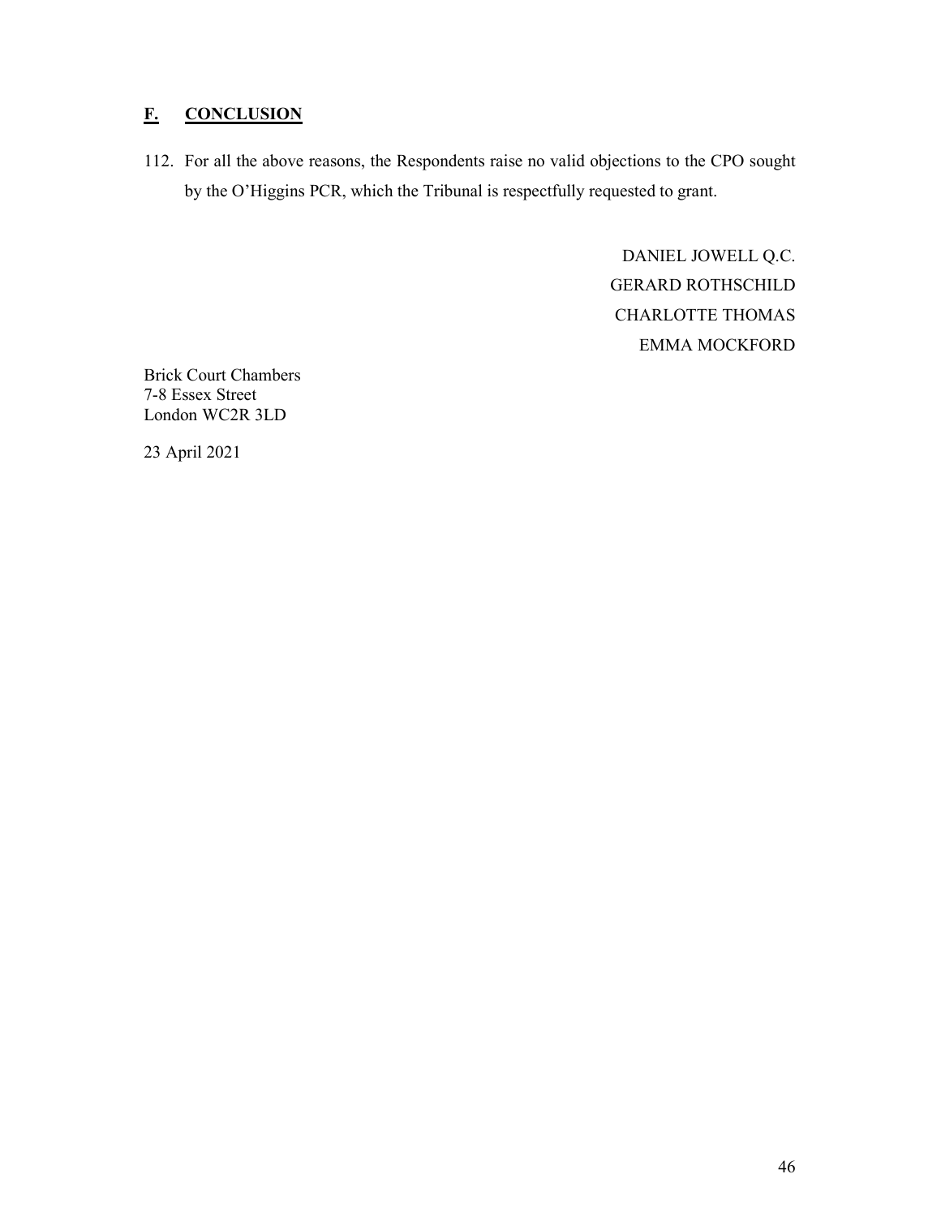## F. CONCLUSION

112. For all the above reasons, the Respondents raise no valid objections to the CPO sought by the O'Higgins PCR, which the Tribunal is respectfully requested to grant.

DANIEL JOWELL Q.C.
GERARD ROTHSCHILD
CHARLOTTE THOMAS
EMMA MOCKFORD

Brick Court Chambers
7-8 Essex Street
London WC2R 3LD

23 April 2021